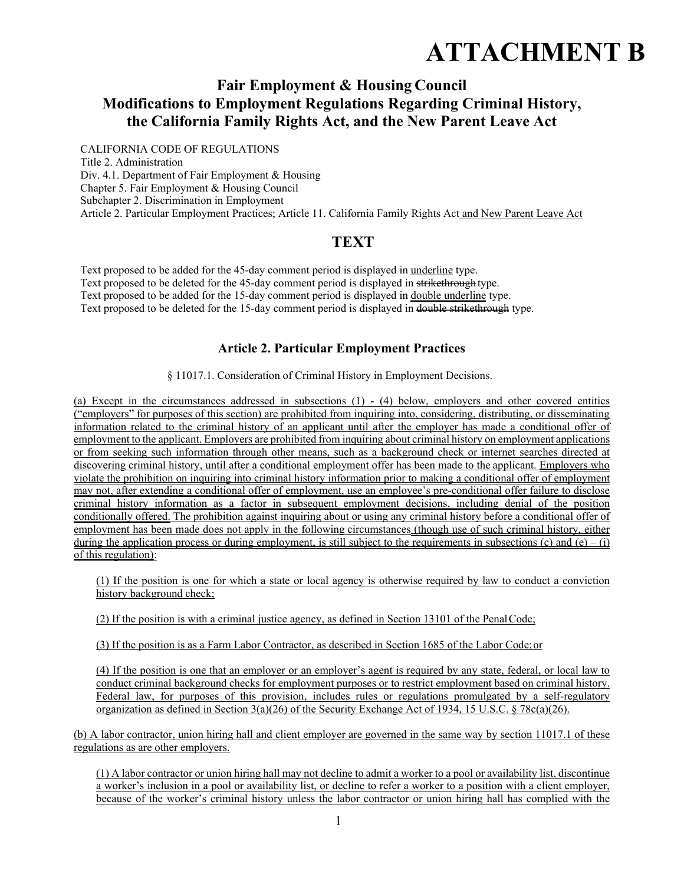# ATTACHMENT B

## Fair Employment & Housing Council Modifications to Employment Regulations Regarding Criminal History, the California Family Rights Act, and the New Parent Leave Act

CALIFORNIA CODE OF REGULATIONS
Title 2. Administration
Div. 4.1. Department of Fair Employment & Housing
Chapter 5. Fair Employment & Housing Council
Subchapter 2. Discrimination in Employment
Article 2. Particular Employment Practices; Article 11. California Family Rights Act and New Parent Leave Act

## TEXT

Text proposed to be added for the 45-day comment period is displayed in underline type.
Text proposed to be deleted for the 45-day comment period is displayed in ~~strikethrough~~ type.
Text proposed to be added for the 15-day comment period is displayed in double underline type.
Text proposed to be deleted for the 15-day comment period is displayed in ~~double strikethrough~~ type.

### Article 2. Particular Employment Practices

§ 11017.1. Consideration of Criminal History in Employment Decisions.

(a) Except in the circumstances addressed in subsections (1) - (4) below, employers and other covered entities ("employers" for purposes of this section) are prohibited from inquiring into, considering, distributing, or disseminating information related to the criminal history of an applicant until after the employer has made a conditional offer of employment to the applicant. Employers are prohibited from inquiring about criminal history on employment applications or from seeking such information through other means, such as a background check or internet searches directed at discovering criminal history, until after a conditional employment offer has been made to the applicant. Employers who violate the prohibition on inquiring into criminal history information prior to making a conditional offer of employment may not, after extending a conditional offer of employment, use an employee's pre-conditional offer failure to disclose criminal history information as a factor in subsequent employment decisions, including denial of the position conditionally offered. The prohibition against inquiring about or using any criminal history before a conditional offer of employment has been made does not apply in the following circumstances (though use of such criminal history, either during the application process or during employment, is still subject to the requirements in subsections (c) and (e) – (i) of this regulation):

(1) If the position is one for which a state or local agency is otherwise required by law to conduct a conviction history background check;

(2) If the position is with a criminal justice agency, as defined in Section 13101 of the Penal Code;

(3) If the position is as a Farm Labor Contractor, as described in Section 1685 of the Labor Code; or

(4) If the position is one that an employer or an employer's agent is required by any state, federal, or local law to conduct criminal background checks for employment purposes or to restrict employment based on criminal history. Federal law, for purposes of this provision, includes rules or regulations promulgated by a self-regulatory organization as defined in Section 3(a)(26) of the Security Exchange Act of 1934, 15 U.S.C. § 78c(a)(26).

(b) A labor contractor, union hiring hall and client employer are governed in the same way by section 11017.1 of these regulations as are other employers.

(1) A labor contractor or union hiring hall may not decline to admit a worker to a pool or availability list, discontinue a worker's inclusion in a pool or availability list, or decline to refer a worker to a position with a client employer, because of the worker's criminal history unless the labor contractor or union hiring hall has complied with the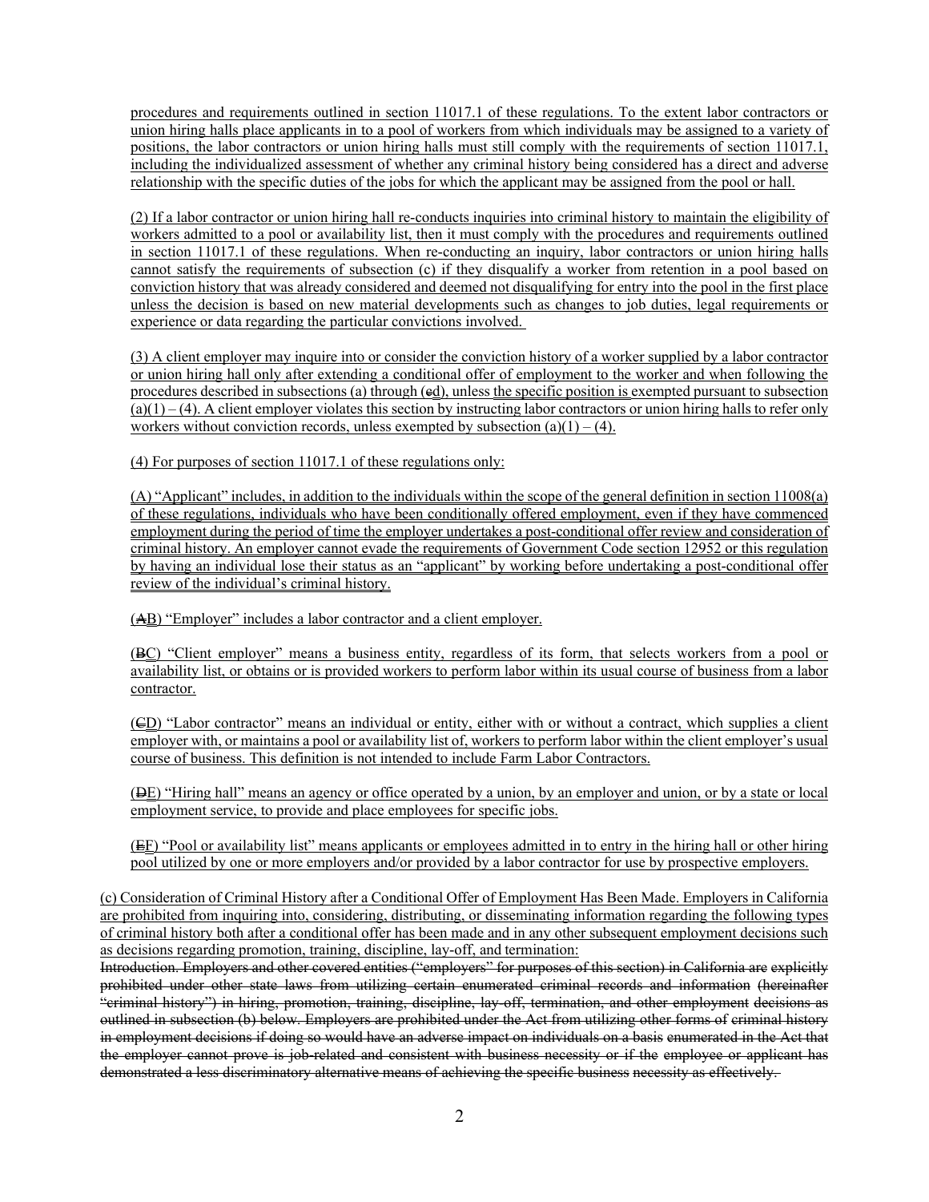procedures and requirements outlined in section 11017.1 of these regulations. To the extent labor contractors or union hiring halls place applicants in to a pool of workers from which individuals may be assigned to a variety of positions, the labor contractors or union hiring halls must still comply with the requirements of section 11017.1, including the individualized assessment of whether any criminal history being considered has a direct and adverse relationship with the specific duties of the jobs for which the applicant may be assigned from the pool or hall.

(2) If a labor contractor or union hiring hall re-conducts inquiries into criminal history to maintain the eligibility of workers admitted to a pool or availability list, then it must comply with the procedures and requirements outlined in section 11017.1 of these regulations. When re-conducting an inquiry, labor contractors or union hiring halls cannot satisfy the requirements of subsection (c) if they disqualify a worker from retention in a pool based on conviction history that was already considered and deemed not disqualifying for entry into the pool in the first place unless the decision is based on new material developments such as changes to job duties, legal requirements or experience or data regarding the particular convictions involved.

(3) A client employer may inquire into or consider the conviction history of a worker supplied by a labor contractor or union hiring hall only after extending a conditional offer of employment to the worker and when following the procedures described in subsections (a) through (~~c~~d), unless the specific position is exempted pursuant to subsection (a)(1) – (4). A client employer violates this section by instructing labor contractors or union hiring halls to refer only workers without conviction records, unless exempted by subsection (a)(1) – (4).

(4) For purposes of section 11017.1 of these regulations only:

(A) "Applicant" includes, in addition to the individuals within the scope of the general definition in section 11008(a) of these regulations, individuals who have been conditionally offered employment, even if they have commenced employment during the period of time the employer undertakes a post-conditional offer review and consideration of criminal history. An employer cannot evade the requirements of Government Code section 12952 or this regulation by having an individual lose their status as an "applicant" by working before undertaking a post-conditional offer review of the individual's criminal history.

(~~A~~B) "Employer" includes a labor contractor and a client employer.

(~~B~~C) "Client employer" means a business entity, regardless of its form, that selects workers from a pool or availability list, or obtains or is provided workers to perform labor within its usual course of business from a labor contractor.

(~~C~~D) "Labor contractor" means an individual or entity, either with or without a contract, which supplies a client employer with, or maintains a pool or availability list of, workers to perform labor within the client employer's usual course of business. This definition is not intended to include Farm Labor Contractors.

(~~D~~E) "Hiring hall" means an agency or office operated by a union, by an employer and union, or by a state or local employment service, to provide and place employees for specific jobs.

(~~E~~F) "Pool or availability list" means applicants or employees admitted in to entry in the hiring hall or other hiring pool utilized by one or more employers and/or provided by a labor contractor for use by prospective employers.

(c) Consideration of Criminal History after a Conditional Offer of Employment Has Been Made. Employers in California are prohibited from inquiring into, considering, distributing, or disseminating information regarding the following types of criminal history both after a conditional offer has been made and in any other subsequent employment decisions such as decisions regarding promotion, training, discipline, lay-off, and termination:

~~Introduction. Employers and other covered entities ("employers" for purposes of this section) in California are explicitly prohibited under other state laws from utilizing certain enumerated criminal records and information (hereinafter "criminal history") in hiring, promotion, training, discipline, lay-off, termination, and other employment decisions as outlined in subsection (b) below. Employers are prohibited under the Act from utilizing other forms of criminal history in employment decisions if doing so would have an adverse impact on individuals on a basis enumerated in the Act that the employer cannot prove is job-related and consistent with business necessity or if the employee or applicant has demonstrated a less discriminatory alternative means of achieving the specific business necessity as effectively.~~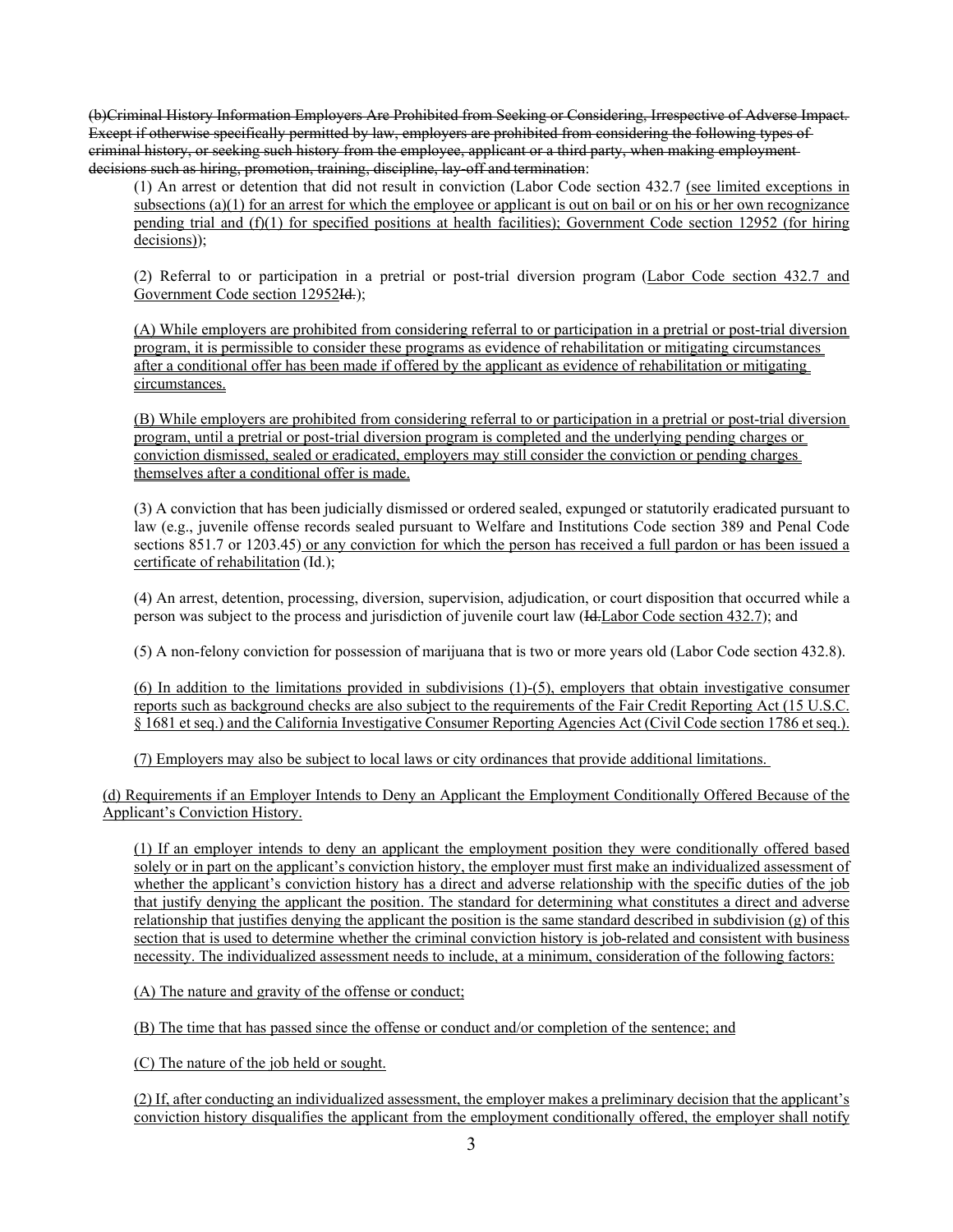~~(b)Criminal History Information Employers Are Prohibited from Seeking or Considering, Irrespective of Adverse Impact. Except if otherwise specifically permitted by law, employers are prohibited from considering the following types of criminal history, or seeking such history from the employee, applicant or a third party, when making employment decisions such as hiring, promotion, training, discipline, lay-off and termination~~:

(1) An arrest or detention that did not result in conviction (Labor Code section 432.7 <u>(see limited exceptions in subsections (a)(1) for an arrest for which the employee or applicant is out on bail or on his or her own recognizance pending trial and (f)(1) for specified positions at health facilities); Government Code section 12952 (for hiring decisions)</u>);

(2) Referral to or participation in a pretrial or post-trial diversion program (<u>Labor Code section 432.7 and Government Code section 12952</u>~~Id.~~);

<u>(A) While employers are prohibited from considering referral to or participation in a pretrial or post-trial diversion program, it is permissible to consider these programs as evidence of rehabilitation or mitigating circumstances after a conditional offer has been made if offered by the applicant as evidence of rehabilitation or mitigating circumstances.</u>

<u>(B) While employers are prohibited from considering referral to or participation in a pretrial or post-trial diversion program, until a pretrial or post-trial diversion program is completed and the underlying pending charges or conviction dismissed, sealed or eradicated, employers may still consider the conviction or pending charges themselves after a conditional offer is made.</u>

(3) A conviction that has been judicially dismissed or ordered sealed, expunged or statutorily eradicated pursuant to law (e.g., juvenile offense records sealed pursuant to Welfare and Institutions Code section 389 and Penal Code sections 851.7 or 1203.45<u>) or any conviction for which the person has received a full pardon or has been issued a certificate of rehabilitation</u> (Id.);

(4) An arrest, detention, processing, diversion, supervision, adjudication, or court disposition that occurred while a person was subject to the process and jurisdiction of juvenile court law (~~Id.~~<u>Labor Code section 432.7</u>); and

(5) A non-felony conviction for possession of marijuana that is two or more years old (Labor Code section 432.8).

<u>(6) In addition to the limitations provided in subdivisions (1)-(5), employers that obtain investigative consumer reports such as background checks are also subject to the requirements of the Fair Credit Reporting Act (15 U.S.C. § 1681 et seq.) and the California Investigative Consumer Reporting Agencies Act (Civil Code section 1786 et seq.).</u>

<u>(7) Employers may also be subject to local laws or city ordinances that provide additional limitations.</u>

<u>(d) Requirements if an Employer Intends to Deny an Applicant the Employment Conditionally Offered Because of the Applicant's Conviction History.</u>

<u>(1) If an employer intends to deny an applicant the employment position they were conditionally offered based solely or in part on the applicant's conviction history, the employer must first make an individualized assessment of whether the applicant's conviction history has a direct and adverse relationship with the specific duties of the job that justify denying the applicant the position. The standard for determining what constitutes a direct and adverse relationship that justifies denying the applicant the position is the same standard described in subdivision (g) of this section that is used to determine whether the criminal conviction history is job-related and consistent with business necessity. The individualized assessment needs to include, at a minimum, consideration of the following factors:</u>

<u>(A) The nature and gravity of the offense or conduct;</u>

<u>(B) The time that has passed since the offense or conduct and/or completion of the sentence; and</u>

<u>(C) The nature of the job held or sought.</u>

<u>(2) If, after conducting an individualized assessment, the employer makes a preliminary decision that the applicant's conviction history disqualifies the applicant from the employment conditionally offered, the employer shall notify</u>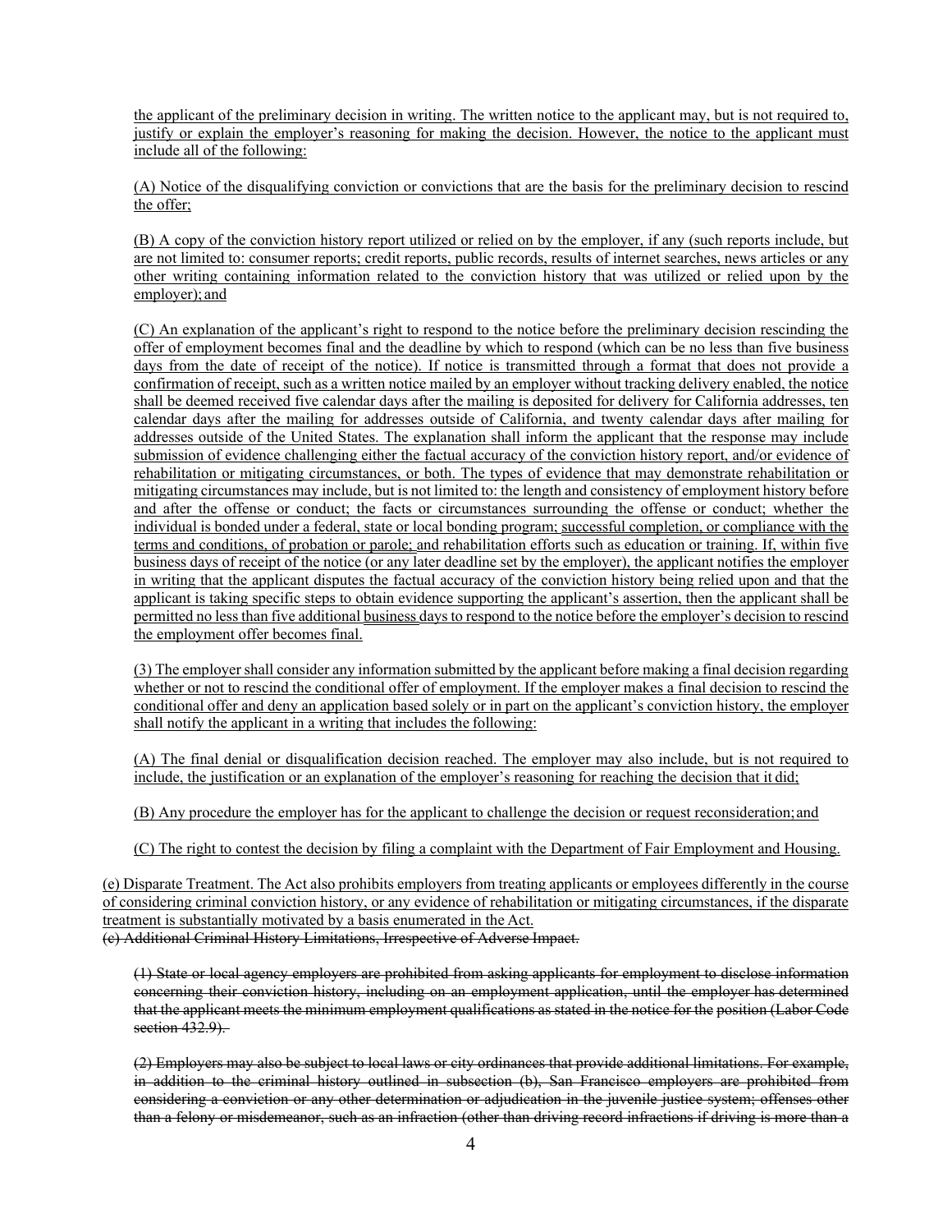the applicant of the preliminary decision in writing. The written notice to the applicant may, but is not required to, justify or explain the employer's reasoning for making the decision. However, the notice to the applicant must include all of the following:

(A) Notice of the disqualifying conviction or convictions that are the basis for the preliminary decision to rescind the offer;

(B) A copy of the conviction history report utilized or relied on by the employer, if any (such reports include, but are not limited to: consumer reports; credit reports, public records, results of internet searches, news articles or any other writing containing information related to the conviction history that was utilized or relied upon by the employer); and

(C) An explanation of the applicant's right to respond to the notice before the preliminary decision rescinding the offer of employment becomes final and the deadline by which to respond (which can be no less than five business days from the date of receipt of the notice). If notice is transmitted through a format that does not provide a confirmation of receipt, such as a written notice mailed by an employer without tracking delivery enabled, the notice shall be deemed received five calendar days after the mailing is deposited for delivery for California addresses, ten calendar days after the mailing for addresses outside of California, and twenty calendar days after mailing for addresses outside of the United States. The explanation shall inform the applicant that the response may include submission of evidence challenging either the factual accuracy of the conviction history report, and/or evidence of rehabilitation or mitigating circumstances, or both. The types of evidence that may demonstrate rehabilitation or mitigating circumstances may include, but is not limited to: the length and consistency of employment history before and after the offense or conduct; the facts or circumstances surrounding the offense or conduct; whether the individual is bonded under a federal, state or local bonding program; successful completion, or compliance with the terms and conditions, of probation or parole; and rehabilitation efforts such as education or training. If, within five business days of receipt of the notice (or any later deadline set by the employer), the applicant notifies the employer in writing that the applicant disputes the factual accuracy of the conviction history being relied upon and that the applicant is taking specific steps to obtain evidence supporting the applicant's assertion, then the applicant shall be permitted no less than five additional business days to respond to the notice before the employer's decision to rescind the employment offer becomes final.

(3) The employer shall consider any information submitted by the applicant before making a final decision regarding whether or not to rescind the conditional offer of employment. If the employer makes a final decision to rescind the conditional offer and deny an application based solely or in part on the applicant's conviction history, the employer shall notify the applicant in a writing that includes the following:

(A) The final denial or disqualification decision reached. The employer may also include, but is not required to include, the justification or an explanation of the employer's reasoning for reaching the decision that it did;

(B) Any procedure the employer has for the applicant to challenge the decision or request reconsideration; and

(C) The right to contest the decision by filing a complaint with the Department of Fair Employment and Housing.

(e) Disparate Treatment. The Act also prohibits employers from treating applicants or employees differently in the course of considering criminal conviction history, or any evidence of rehabilitation or mitigating circumstances, if the disparate treatment is substantially motivated by a basis enumerated in the Act.

~~(e) Additional Criminal History Limitations, Irrespective of Adverse Impact.~~

~~(1) State or local agency employers are prohibited from asking applicants for employment to disclose information concerning their conviction history, including on an employment application, until the employer has determined that the applicant meets the minimum employment qualifications as stated in the notice for the position (Labor Code section 432.9).~~

~~(2) Employers may also be subject to local laws or city ordinances that provide additional limitations. For example, in addition to the criminal history outlined in subsection (b), San Francisco employers are prohibited from considering a conviction or any other determination or adjudication in the juvenile justice system; offenses other than a felony or misdemeanor, such as an infraction (other than driving record infractions if driving is more than a~~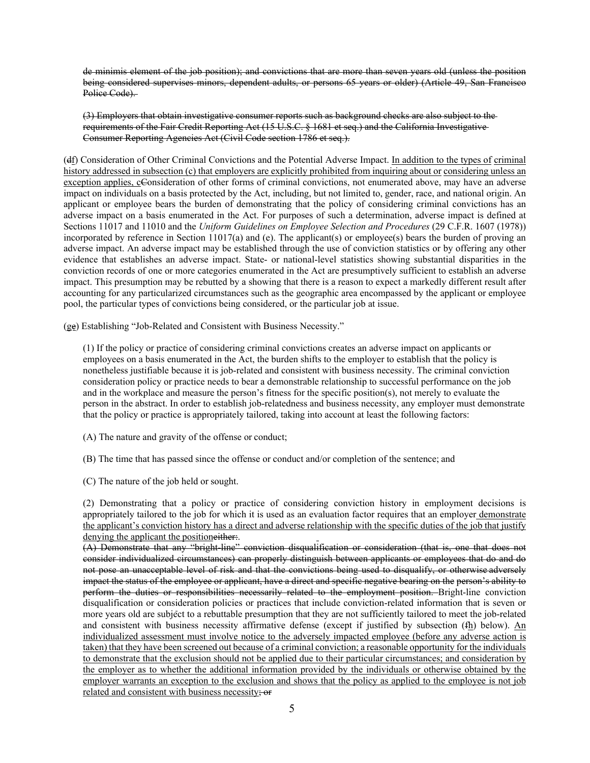~~de minimis element of the job position); and convictions that are more than seven years old (unless the position being considered supervises minors, dependent adults, or persons 65 years or older) (Article 49, San Francisco Police Code).~~

~~(3) Employers that obtain investigative consumer reports such as background checks are also subject to the requirements of the Fair Credit Reporting Act (15 U.S.C. § 1681 et seq.) and the California Investigative Consumer Reporting Agencies Act (Civil Code section 1786 et seq.).~~

(~~d~~<u>f</u>) Consideration of Other Criminal Convictions and the Potential Adverse Impact. <u>In addition to the types of criminal history addressed in subsection (c) that employers are explicitly prohibited from inquiring about or considering unless an exception applies, c</u>~~C~~onsideration of other forms of criminal convictions, not enumerated above, may have an adverse impact on individuals on a basis protected by the Act, including, but not limited to, gender, race, and national origin. An applicant or employee bears the burden of demonstrating that the policy of considering criminal convictions has an adverse impact on a basis enumerated in the Act. For purposes of such a determination, adverse impact is defined at Sections 11017 and 11010 and the *Uniform Guidelines on Employee Selection and Procedures* (29 C.F.R. 1607 (1978)) incorporated by reference in Section 11017(a) and (e). The applicant(s) or employee(s) bears the burden of proving an adverse impact. An adverse impact may be established through the use of conviction statistics or by offering any other evidence that establishes an adverse impact. State- or national-level statistics showing substantial disparities in the conviction records of one or more categories enumerated in the Act are presumptively sufficient to establish an adverse impact. This presumption may be rebutted by a showing that there is a reason to expect a markedly different result after accounting for any particularized circumstances such as the geographic area encompassed by the applicant or employee pool, the particular types of convictions being considered, or the particular job at issue.

(<u>g</u>~~e~~) Establishing "Job-Related and Consistent with Business Necessity."

(1) If the policy or practice of considering criminal convictions creates an adverse impact on applicants or employees on a basis enumerated in the Act, the burden shifts to the employer to establish that the policy is nonetheless justifiable because it is job-related and consistent with business necessity. The criminal conviction consideration policy or practice needs to bear a demonstrable relationship to successful performance on the job and in the workplace and measure the person's fitness for the specific position(s), not merely to evaluate the person in the abstract. In order to establish job-relatedness and business necessity, any employer must demonstrate that the policy or practice is appropriately tailored, taking into account at least the following factors:

(A) The nature and gravity of the offense or conduct;

(B) The time that has passed since the offense or conduct and/or completion of the sentence; and

(C) The nature of the job held or sought.

(2) Demonstrating that a policy or practice of considering conviction history in employment decisions is appropriately tailored to the job for which it is used as an evaluation factor requires that an employer<u> demonstrate the applicant's conviction history has a direct and adverse relationship with the specific duties of the job that justify denying the applicant the position</u>~~either:~~.

~~(A) Demonstrate that any "bright-line" conviction disqualification or consideration (that is, one that does not consider individualized circumstances) can properly distinguish between applicants or employees that do and do not pose an unacceptable level of risk and that the convictions being used to disqualify, or otherwise adversely impact the status of the employee or applicant, have a direct and specific negative bearing on the person's ability to perform the duties or responsibilities necessarily related to the employment position.~~ Bright-line conviction disqualification or consideration policies or practices that include conviction-related information that is seven or more years old are subject to a rebuttable presumption that they are not sufficiently tailored to meet the job-related and consistent with business necessity affirmative defense (except if justified by subsection (~~f~~<u>h</u>) below). <u>An individualized assessment must involve notice to the adversely impacted employee (before any adverse action is taken) that they have been screened out because of a criminal conviction; a reasonable opportunity for the individuals to demonstrate that the exclusion should not be applied due to their particular circumstances; and consideration by the employer as to whether the additional information provided by the individuals or otherwise obtained by the employer warrants an exception to the exclusion and shows that the policy as applied to the employee is not job related and consistent with business necessity</u>~~; or~~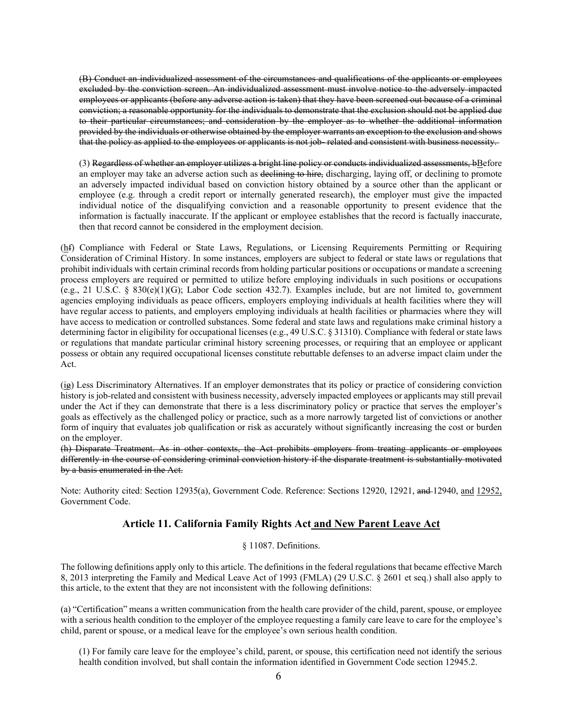~~(B) Conduct an individualized assessment of the circumstances and qualifications of the applicants or employees excluded by the conviction screen. An individualized assessment must involve notice to the adversely impacted employees or applicants (before any adverse action is taken) that they have been screened out because of a criminal conviction; a reasonable opportunity for the individuals to demonstrate that the exclusion should not be applied due to their particular circumstances; and consideration by the employer as to whether the additional information provided by the individuals or otherwise obtained by the employer warrants an exception to the exclusion and shows that the policy as applied to the employees or applicants is not job- related and consistent with business necessity.~~

(3) ~~Regardless of whether an employer utilizes a bright line policy or conducts individualized assessments, b~~<u>B</u>efore an employer may take an adverse action such as ~~declining to hire,~~ discharging, laying off, or declining to promote an adversely impacted individual based on conviction history obtained by a source other than the applicant or employee (e.g. through a credit report or internally generated research), the employer must give the impacted individual notice of the disqualifying conviction and a reasonable opportunity to present evidence that the information is factually inaccurate. If the applicant or employee establishes that the record is factually inaccurate, then that record cannot be considered in the employment decision.

(<u>h</u>~~f~~) Compliance with Federal or State Laws, Regulations, or Licensing Requirements Permitting or Requiring Consideration of Criminal History. In some instances, employers are subject to federal or state laws or regulations that prohibit individuals with certain criminal records from holding particular positions or occupations or mandate a screening process employers are required or permitted to utilize before employing individuals in such positions or occupations (e.g., 21 U.S.C. § 830(e)(1)(G); Labor Code section 432.7). Examples include, but are not limited to, government agencies employing individuals as peace officers, employers employing individuals at health facilities where they will have regular access to patients, and employers employing individuals at health facilities or pharmacies where they will have access to medication or controlled substances. Some federal and state laws and regulations make criminal history a determining factor in eligibility for occupational licenses (e.g., 49 U.S.C. § 31310). Compliance with federal or state laws or regulations that mandate particular criminal history screening processes, or requiring that an employee or applicant possess or obtain any required occupational licenses constitute rebuttable defenses to an adverse impact claim under the Act.

(<u>i</u>~~g~~) Less Discriminatory Alternatives. If an employer demonstrates that its policy or practice of considering conviction history is job-related and consistent with business necessity, adversely impacted employees or applicants may still prevail under the Act if they can demonstrate that there is a less discriminatory policy or practice that serves the employer's goals as effectively as the challenged policy or practice, such as a more narrowly targeted list of convictions or another form of inquiry that evaluates job qualification or risk as accurately without significantly increasing the cost or burden on the employer.

~~(h) Disparate Treatment. As in other contexts, the Act prohibits employers from treating applicants or employees differently in the course of considering criminal conviction history if the disparate treatment is substantially motivated by a basis enumerated in the Act.~~

Note: Authority cited: Section 12935(a), Government Code. Reference: Sections 12920, 12921, ~~and~~ 12940, <u>and</u> <u>12952,</u> Government Code.

## Article 11. California Family Rights Act <u>and New Parent Leave Act</u>

§ 11087. Definitions.

The following definitions apply only to this article. The definitions in the federal regulations that became effective March 8, 2013 interpreting the Family and Medical Leave Act of 1993 (FMLA) (29 U.S.C. § 2601 et seq.) shall also apply to this article, to the extent that they are not inconsistent with the following definitions:

(a) "Certification" means a written communication from the health care provider of the child, parent, spouse, or employee with a serious health condition to the employer of the employee requesting a family care leave to care for the employee's child, parent or spouse, or a medical leave for the employee's own serious health condition.

(1) For family care leave for the employee's child, parent, or spouse, this certification need not identify the serious health condition involved, but shall contain the information identified in Government Code section 12945.2.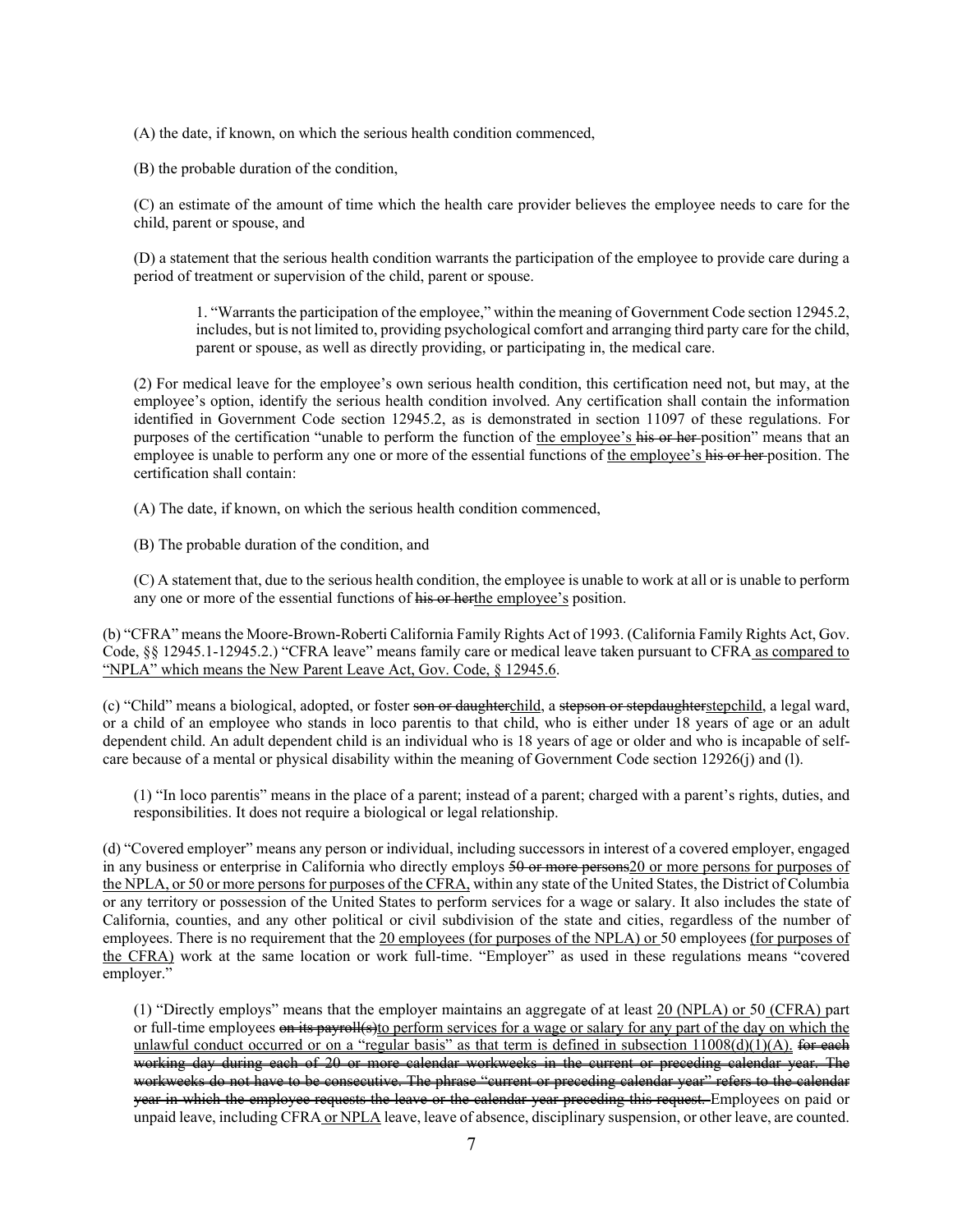(A) the date, if known, on which the serious health condition commenced,

(B) the probable duration of the condition,

(C) an estimate of the amount of time which the health care provider believes the employee needs to care for the child, parent or spouse, and

(D) a statement that the serious health condition warrants the participation of the employee to provide care during a period of treatment or supervision of the child, parent or spouse.

1. "Warrants the participation of the employee," within the meaning of Government Code section 12945.2, includes, but is not limited to, providing psychological comfort and arranging third party care for the child, parent or spouse, as well as directly providing, or participating in, the medical care.

(2) For medical leave for the employee's own serious health condition, this certification need not, but may, at the employee's option, identify the serious health condition involved. Any certification shall contain the information identified in Government Code section 12945.2, as is demonstrated in section 11097 of these regulations. For purposes of the certification "unable to perform the function of <u>the employee's</u> ~~his or her~~ position" means that an employee is unable to perform any one or more of the essential functions of <u>the employee's</u> ~~his or her~~ position. The certification shall contain:

(A) The date, if known, on which the serious health condition commenced,

(B) The probable duration of the condition, and

(C) A statement that, due to the serious health condition, the employee is unable to work at all or is unable to perform any one or more of the essential functions of ~~his or her~~<u>the employee's</u> position.

(b) "CFRA" means the Moore-Brown-Roberti California Family Rights Act of 1993. (California Family Rights Act, Gov. Code, §§ 12945.1-12945.2.) "CFRA leave" means family care or medical leave taken pursuant to CFRA<u> as compared to "NPLA" which means the New Parent Leave Act, Gov. Code, § 12945.6</u>.

(c) "Child" means a biological, adopted, or foster ~~son or daughter~~<u>child</u>, a ~~stepson or stepdaughter~~<u>stepchild</u>, a legal ward, or a child of an employee who stands in loco parentis to that child, who is either under 18 years of age or an adult dependent child. An adult dependent child is an individual who is 18 years of age or older and who is incapable of self-care because of a mental or physical disability within the meaning of Government Code section 12926(j) and (l).

(1) "In loco parentis" means in the place of a parent; instead of a parent; charged with a parent's rights, duties, and responsibilities. It does not require a biological or legal relationship.

(d) "Covered employer" means any person or individual, including successors in interest of a covered employer, engaged in any business or enterprise in California who directly employs ~~50 or more persons~~<u>20 or more persons for purposes of the NPLA, or 50 or more persons for purposes of the CFRA,</u> within any state of the United States, the District of Columbia or any territory or possession of the United States to perform services for a wage or salary. It also includes the state of California, counties, and any other political or civil subdivision of the state and cities, regardless of the number of employees. There is no requirement that the <u>20 employees (for purposes of the NPLA) or</u> 50 employees <u>(for purposes of the CFRA)</u> work at the same location or work full-time. "Employer" as used in these regulations means "covered employer."

(1) "Directly employs" means that the employer maintains an aggregate of at least <u>20 (NPLA) or</u> 50 <u>(CFRA)</u> part or full-time employees ~~on its payroll(s)~~<u>to perform services for a wage or salary for any part of the day on which the unlawful conduct occurred or on a "regular basis" as that term is defined in subsection 11008(d)(1)(A).</u> ~~for each working day during each of 20 or more calendar workweeks in the current or preceding calendar year. The workweeks do not have to be consecutive. The phrase "current or preceding calendar year" refers to the calendar year in which the employee requests the leave or the calendar year preceding this request.~~ Employees on paid or unpaid leave, including CFRA<u> or NPLA</u> leave, leave of absence, disciplinary suspension, or other leave, are counted.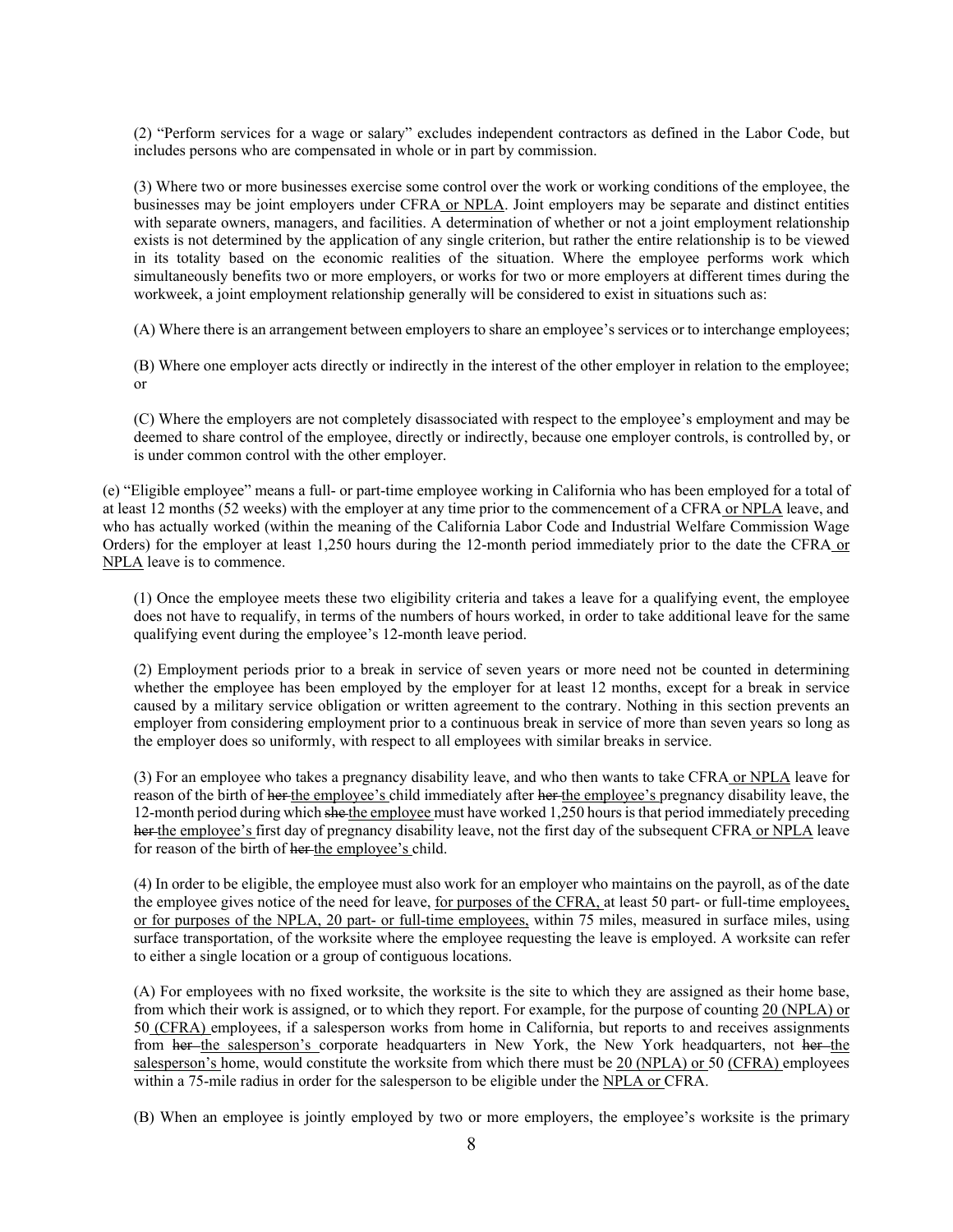(2) "Perform services for a wage or salary" excludes independent contractors as defined in the Labor Code, but includes persons who are compensated in whole or in part by commission.

(3) Where two or more businesses exercise some control over the work or working conditions of the employee, the businesses may be joint employers under CFRA<u> or NPLA</u>. Joint employers may be separate and distinct entities with separate owners, managers, and facilities. A determination of whether or not a joint employment relationship exists is not determined by the application of any single criterion, but rather the entire relationship is to be viewed in its totality based on the economic realities of the situation. Where the employee performs work which simultaneously benefits two or more employers, or works for two or more employers at different times during the workweek, a joint employment relationship generally will be considered to exist in situations such as:

(A) Where there is an arrangement between employers to share an employee's services or to interchange employees;

(B) Where one employer acts directly or indirectly in the interest of the other employer in relation to the employee; or

(C) Where the employers are not completely disassociated with respect to the employee's employment and may be deemed to share control of the employee, directly or indirectly, because one employer controls, is controlled by, or is under common control with the other employer.

(e) "Eligible employee" means a full- or part-time employee working in California who has been employed for a total of at least 12 months (52 weeks) with the employer at any time prior to the commencement of a CFRA<u> or NPLA</u> leave, and who has actually worked (within the meaning of the California Labor Code and Industrial Welfare Commission Wage Orders) for the employer at least 1,250 hours during the 12-month period immediately prior to the date the CFRA<u> or NPLA</u> leave is to commence.

(1) Once the employee meets these two eligibility criteria and takes a leave for a qualifying event, the employee does not have to requalify, in terms of the numbers of hours worked, in order to take additional leave for the same qualifying event during the employee's 12-month leave period.

(2) Employment periods prior to a break in service of seven years or more need not be counted in determining whether the employee has been employed by the employer for at least 12 months, except for a break in service caused by a military service obligation or written agreement to the contrary. Nothing in this section prevents an employer from considering employment prior to a continuous break in service of more than seven years so long as the employer does so uniformly, with respect to all employees with similar breaks in service.

(3) For an employee who takes a pregnancy disability leave, and who then wants to take CFRA<u> or NPLA</u> leave for reason of the birth of ~~her~~ <u>the employee's</u> child immediately after ~~her~~ <u>the employee's</u> pregnancy disability leave, the 12-month period during which ~~she~~ <u>the employee</u> must have worked 1,250 hours is that period immediately preceding ~~her~~ <u>the employee's</u> first day of pregnancy disability leave, not the first day of the subsequent CFRA<u> or NPLA</u> leave for reason of the birth of ~~her~~ <u>the employee's</u> child.

(4) In order to be eligible, the employee must also work for an employer who maintains on the payroll, as of the date the employee gives notice of the need for leave, <u>for purposes of the CFRA,</u> at least 50 part- or full-time employees<u>, or for purposes of the NPLA, 20 part- or full-time employees,</u> within 75 miles, measured in surface miles, using surface transportation, of the worksite where the employee requesting the leave is employed. A worksite can refer to either a single location or a group of contiguous locations.

(A) For employees with no fixed worksite, the worksite is the site to which they are assigned as their home base, from which their work is assigned, or to which they report. For example, for the purpose of counting <u>20 (NPLA) or</u> 50<u> (CFRA)</u> employees, if a salesperson works from home in California, but reports to and receives assignments from ~~her~~ <u>the salesperson's</u> corporate headquarters in New York, the New York headquarters, not ~~her~~ <u>the salesperson's</u> home, would constitute the worksite from which there must be <u>20 (NPLA) or</u> 50 <u>(CFRA)</u> employees within a 75-mile radius in order for the salesperson to be eligible under the <u>NPLA or</u> CFRA.

(B) When an employee is jointly employed by two or more employers, the employee's worksite is the primary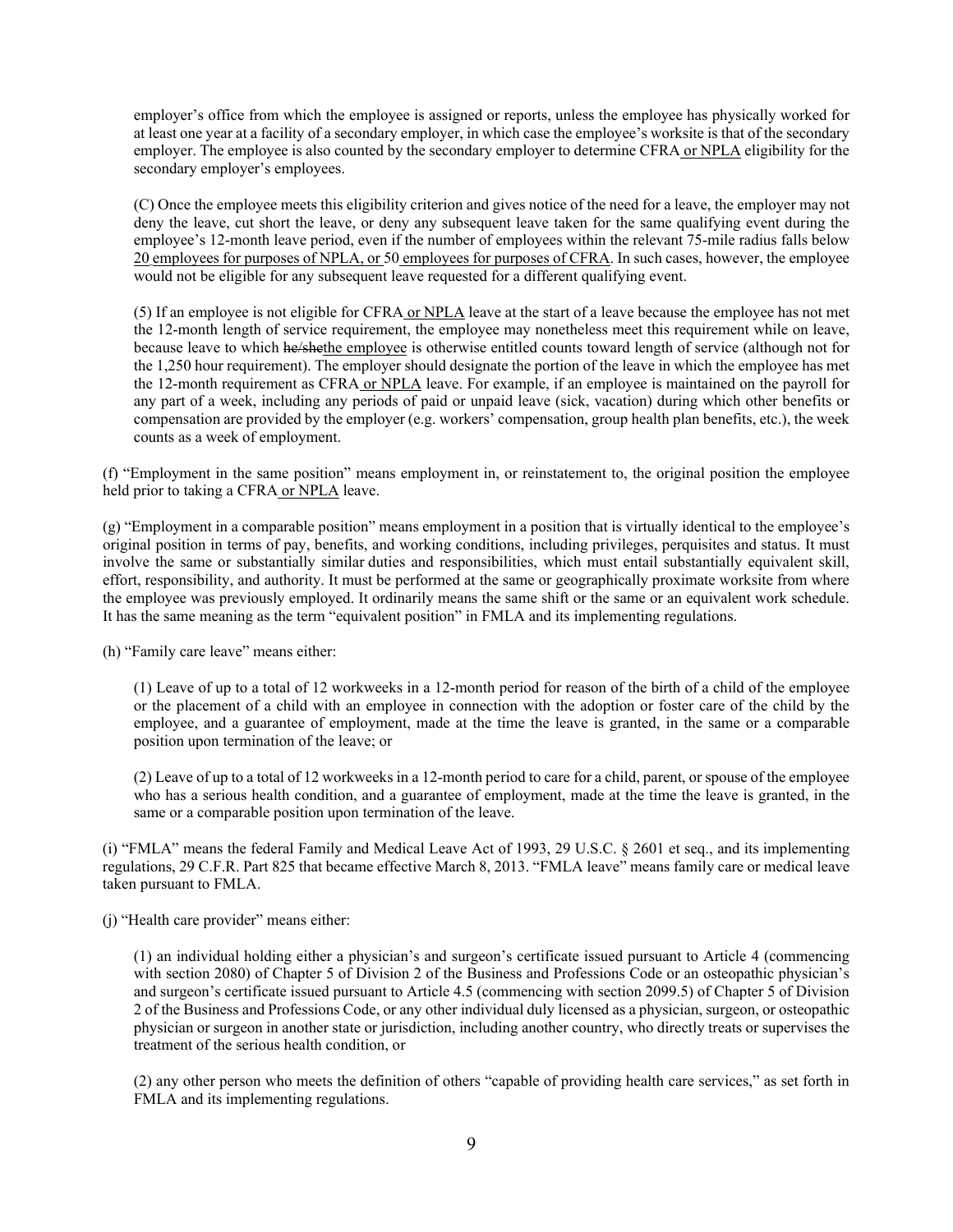employer's office from which the employee is assigned or reports, unless the employee has physically worked for at least one year at a facility of a secondary employer, in which case the employee's worksite is that of the secondary employer. The employee is also counted by the secondary employer to determine CFRA or NPLA eligibility for the secondary employer's employees.

(C) Once the employee meets this eligibility criterion and gives notice of the need for a leave, the employer may not deny the leave, cut short the leave, or deny any subsequent leave taken for the same qualifying event during the employee's 12-month leave period, even if the number of employees within the relevant 75-mile radius falls below 20 employees for purposes of NPLA, or 50 employees for purposes of CFRA. In such cases, however, the employee would not be eligible for any subsequent leave requested for a different qualifying event.

(5) If an employee is not eligible for CFRA or NPLA leave at the start of a leave because the employee has not met the 12-month length of service requirement, the employee may nonetheless meet this requirement while on leave, because leave to which ~~he/she~~the employee is otherwise entitled counts toward length of service (although not for the 1,250 hour requirement). The employer should designate the portion of the leave in which the employee has met the 12-month requirement as CFRA or NPLA leave. For example, if an employee is maintained on the payroll for any part of a week, including any periods of paid or unpaid leave (sick, vacation) during which other benefits or compensation are provided by the employer (e.g. workers' compensation, group health plan benefits, etc.), the week counts as a week of employment.

(f) "Employment in the same position" means employment in, or reinstatement to, the original position the employee held prior to taking a CFRA or NPLA leave.

(g) "Employment in a comparable position" means employment in a position that is virtually identical to the employee's original position in terms of pay, benefits, and working conditions, including privileges, perquisites and status. It must involve the same or substantially similar duties and responsibilities, which must entail substantially equivalent skill, effort, responsibility, and authority. It must be performed at the same or geographically proximate worksite from where the employee was previously employed. It ordinarily means the same shift or the same or an equivalent work schedule. It has the same meaning as the term "equivalent position" in FMLA and its implementing regulations.

(h) "Family care leave" means either:

(1) Leave of up to a total of 12 workweeks in a 12-month period for reason of the birth of a child of the employee or the placement of a child with an employee in connection with the adoption or foster care of the child by the employee, and a guarantee of employment, made at the time the leave is granted, in the same or a comparable position upon termination of the leave; or

(2) Leave of up to a total of 12 workweeks in a 12-month period to care for a child, parent, or spouse of the employee who has a serious health condition, and a guarantee of employment, made at the time the leave is granted, in the same or a comparable position upon termination of the leave.

(i) "FMLA" means the federal Family and Medical Leave Act of 1993, 29 U.S.C. § 2601 et seq., and its implementing regulations, 29 C.F.R. Part 825 that became effective March 8, 2013. "FMLA leave" means family care or medical leave taken pursuant to FMLA.

(j) "Health care provider" means either:

(1) an individual holding either a physician's and surgeon's certificate issued pursuant to Article 4 (commencing with section 2080) of Chapter 5 of Division 2 of the Business and Professions Code or an osteopathic physician's and surgeon's certificate issued pursuant to Article 4.5 (commencing with section 2099.5) of Chapter 5 of Division 2 of the Business and Professions Code, or any other individual duly licensed as a physician, surgeon, or osteopathic physician or surgeon in another state or jurisdiction, including another country, who directly treats or supervises the treatment of the serious health condition, or

(2) any other person who meets the definition of others "capable of providing health care services," as set forth in FMLA and its implementing regulations.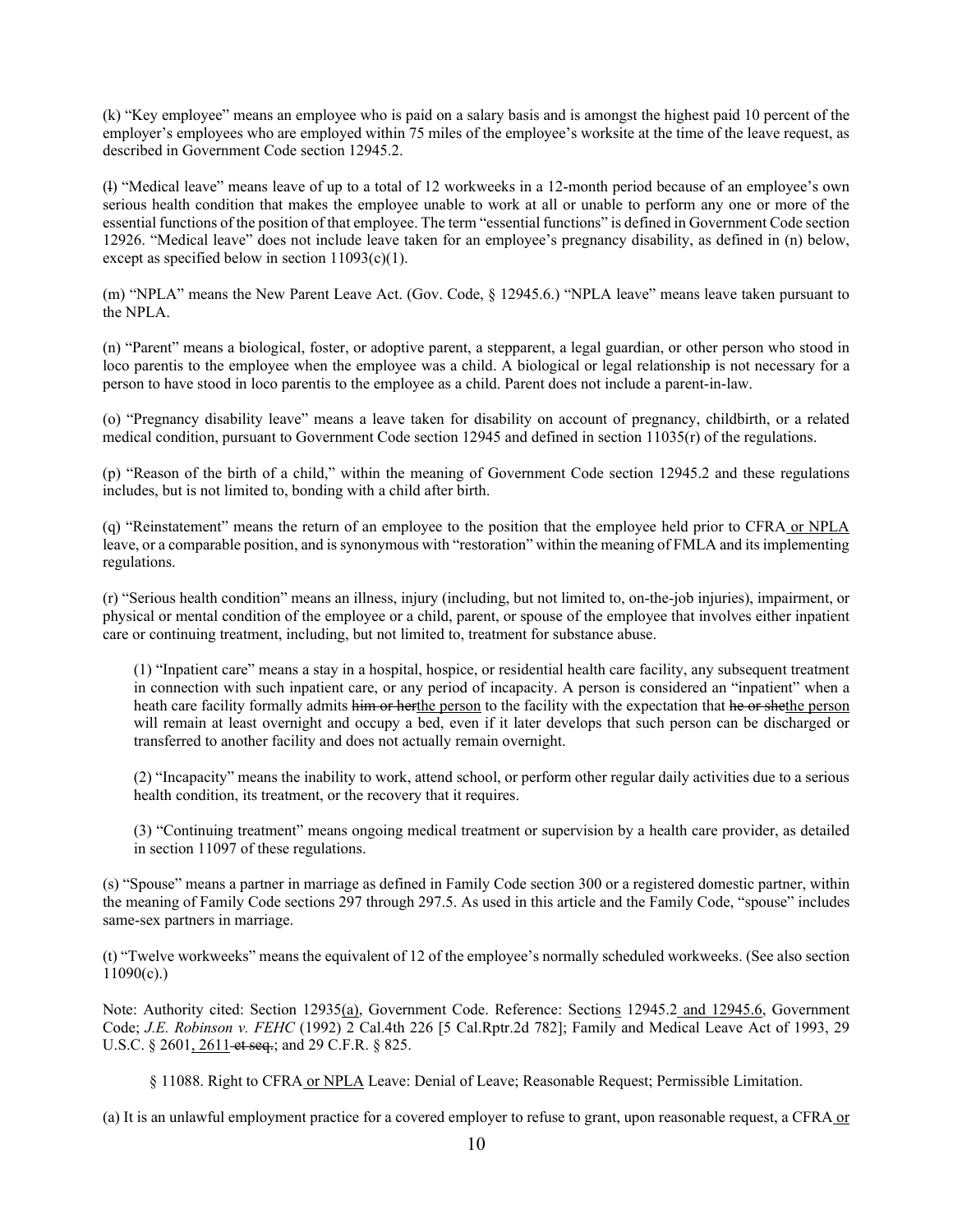(k) "Key employee" means an employee who is paid on a salary basis and is amongst the highest paid 10 percent of the employer's employees who are employed within 75 miles of the employee's worksite at the time of the leave request, as described in Government Code section 12945.2.

(~~l~~) "Medical leave" means leave of up to a total of 12 workweeks in a 12-month period because of an employee's own serious health condition that makes the employee unable to work at all or unable to perform any one or more of the essential functions of the position of that employee. The term "essential functions" is defined in Government Code section 12926. "Medical leave" does not include leave taken for an employee's pregnancy disability, as defined in (n) below, except as specified below in section 11093(c)(1).

(m) "NPLA" means the New Parent Leave Act. (Gov. Code, § 12945.6.) "NPLA leave" means leave taken pursuant to the NPLA.

(n) "Parent" means a biological, foster, or adoptive parent, a stepparent, a legal guardian, or other person who stood in loco parentis to the employee when the employee was a child. A biological or legal relationship is not necessary for a person to have stood in loco parentis to the employee as a child. Parent does not include a parent-in-law.

(o) "Pregnancy disability leave" means a leave taken for disability on account of pregnancy, childbirth, or a related medical condition, pursuant to Government Code section 12945 and defined in section 11035(r) of the regulations.

(p) "Reason of the birth of a child," within the meaning of Government Code section 12945.2 and these regulations includes, but is not limited to, bonding with a child after birth.

(q) "Reinstatement" means the return of an employee to the position that the employee held prior to CFRA or NPLA leave, or a comparable position, and is synonymous with "restoration" within the meaning of FMLA and its implementing regulations.

(r) "Serious health condition" means an illness, injury (including, but not limited to, on-the-job injuries), impairment, or physical or mental condition of the employee or a child, parent, or spouse of the employee that involves either inpatient care or continuing treatment, including, but not limited to, treatment for substance abuse.

(1) "Inpatient care" means a stay in a hospital, hospice, or residential health care facility, any subsequent treatment in connection with such inpatient care, or any period of incapacity. A person is considered an "inpatient" when a heath care facility formally admits ~~him or her~~the person to the facility with the expectation that ~~he or she~~the person will remain at least overnight and occupy a bed, even if it later develops that such person can be discharged or transferred to another facility and does not actually remain overnight.

(2) "Incapacity" means the inability to work, attend school, or perform other regular daily activities due to a serious health condition, its treatment, or the recovery that it requires.

(3) "Continuing treatment" means ongoing medical treatment or supervision by a health care provider, as detailed in section 11097 of these regulations.

(s) "Spouse" means a partner in marriage as defined in Family Code section 300 or a registered domestic partner, within the meaning of Family Code sections 297 through 297.5. As used in this article and the Family Code, "spouse" includes same-sex partners in marriage.

(t) "Twelve workweeks" means the equivalent of 12 of the employee's normally scheduled workweeks. (See also section 11090(c).)

Note: Authority cited: Section 12935(a), Government Code. Reference: Sections 12945.2 and 12945.6, Government Code; *J.E. Robinson v. FEHC* (1992) 2 Cal.4th 226 [5 Cal.Rptr.2d 782]; Family and Medical Leave Act of 1993, 29 U.S.C. § 2601, 2611 ~~et seq.~~; and 29 C.F.R. § 825.

§ 11088. Right to CFRA or NPLA Leave: Denial of Leave; Reasonable Request; Permissible Limitation.

(a) It is an unlawful employment practice for a covered employer to refuse to grant, upon reasonable request, a CFRA or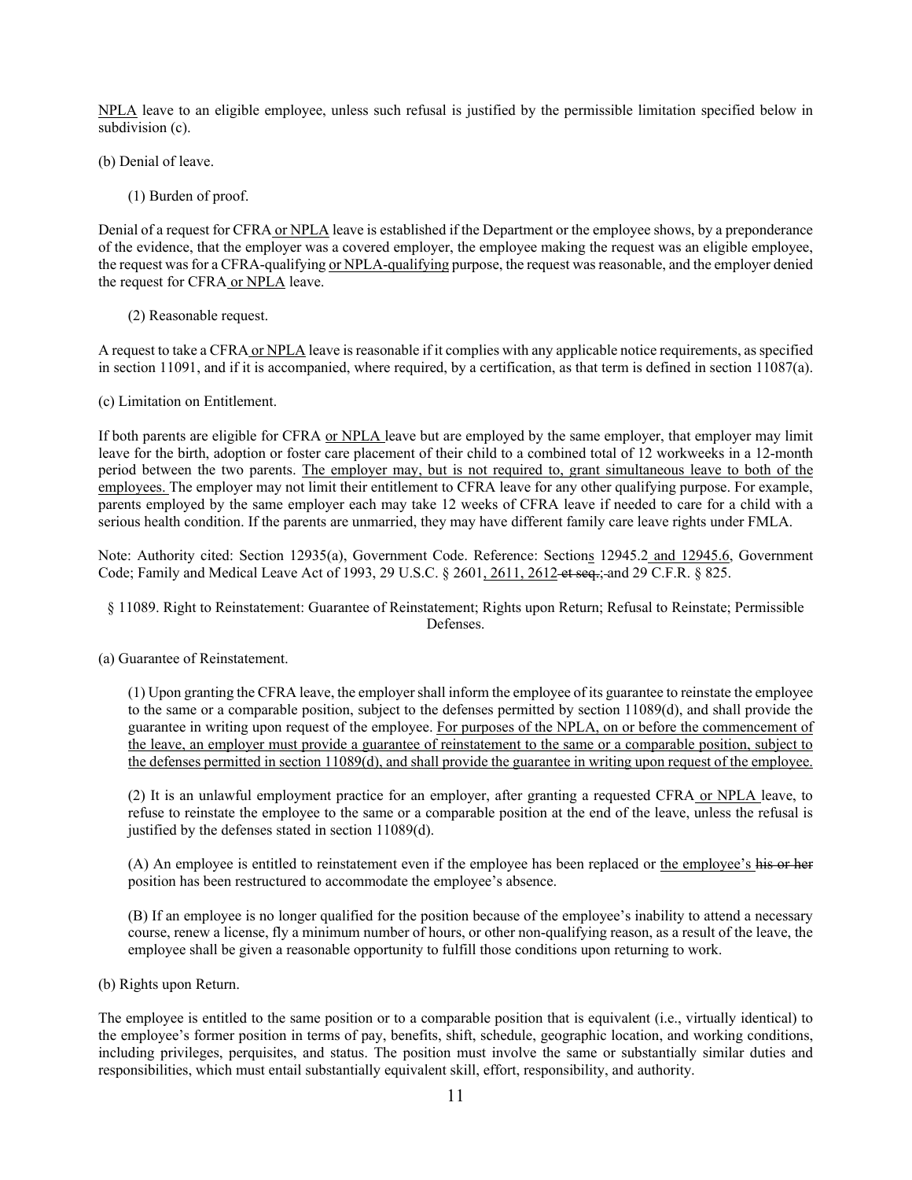NPLA leave to an eligible employee, unless such refusal is justified by the permissible limitation specified below in subdivision (c).

(b) Denial of leave.

(1) Burden of proof.

Denial of a request for CFRA or NPLA leave is established if the Department or the employee shows, by a preponderance of the evidence, that the employer was a covered employer, the employee making the request was an eligible employee, the request was for a CFRA-qualifying or NPLA-qualifying purpose, the request was reasonable, and the employer denied the request for CFRA or NPLA leave.

(2) Reasonable request.

A request to take a CFRA or NPLA leave is reasonable if it complies with any applicable notice requirements, as specified in section 11091, and if it is accompanied, where required, by a certification, as that term is defined in section 11087(a).

(c) Limitation on Entitlement.

If both parents are eligible for CFRA or NPLA leave but are employed by the same employer, that employer may limit leave for the birth, adoption or foster care placement of their child to a combined total of 12 workweeks in a 12-month period between the two parents. The employer may, but is not required to, grant simultaneous leave to both of the employees. The employer may not limit their entitlement to CFRA leave for any other qualifying purpose. For example, parents employed by the same employer each may take 12 weeks of CFRA leave if needed to care for a child with a serious health condition. If the parents are unmarried, they may have different family care leave rights under FMLA.

Note: Authority cited: Section 12935(a), Government Code. Reference: Sections 12945.2 and 12945.6, Government Code; Family and Medical Leave Act of 1993, 29 U.S.C. § 2601, 2611, 2612 ~~et seq.;~~ and 29 C.F.R. § 825.

§ 11089. Right to Reinstatement: Guarantee of Reinstatement; Rights upon Return; Refusal to Reinstate; Permissible Defenses.

(a) Guarantee of Reinstatement.

(1) Upon granting the CFRA leave, the employer shall inform the employee of its guarantee to reinstate the employee to the same or a comparable position, subject to the defenses permitted by section 11089(d), and shall provide the guarantee in writing upon request of the employee. For purposes of the NPLA, on or before the commencement of the leave, an employer must provide a guarantee of reinstatement to the same or a comparable position, subject to the defenses permitted in section 11089(d), and shall provide the guarantee in writing upon request of the employee.

(2) It is an unlawful employment practice for an employer, after granting a requested CFRA or NPLA leave, to refuse to reinstate the employee to the same or a comparable position at the end of the leave, unless the refusal is justified by the defenses stated in section 11089(d).

(A) An employee is entitled to reinstatement even if the employee has been replaced or the employee's ~~his or her~~ position has been restructured to accommodate the employee's absence.

(B) If an employee is no longer qualified for the position because of the employee's inability to attend a necessary course, renew a license, fly a minimum number of hours, or other non-qualifying reason, as a result of the leave, the employee shall be given a reasonable opportunity to fulfill those conditions upon returning to work.

(b) Rights upon Return.

The employee is entitled to the same position or to a comparable position that is equivalent (i.e., virtually identical) to the employee's former position in terms of pay, benefits, shift, schedule, geographic location, and working conditions, including privileges, perquisites, and status. The position must involve the same or substantially similar duties and responsibilities, which must entail substantially equivalent skill, effort, responsibility, and authority.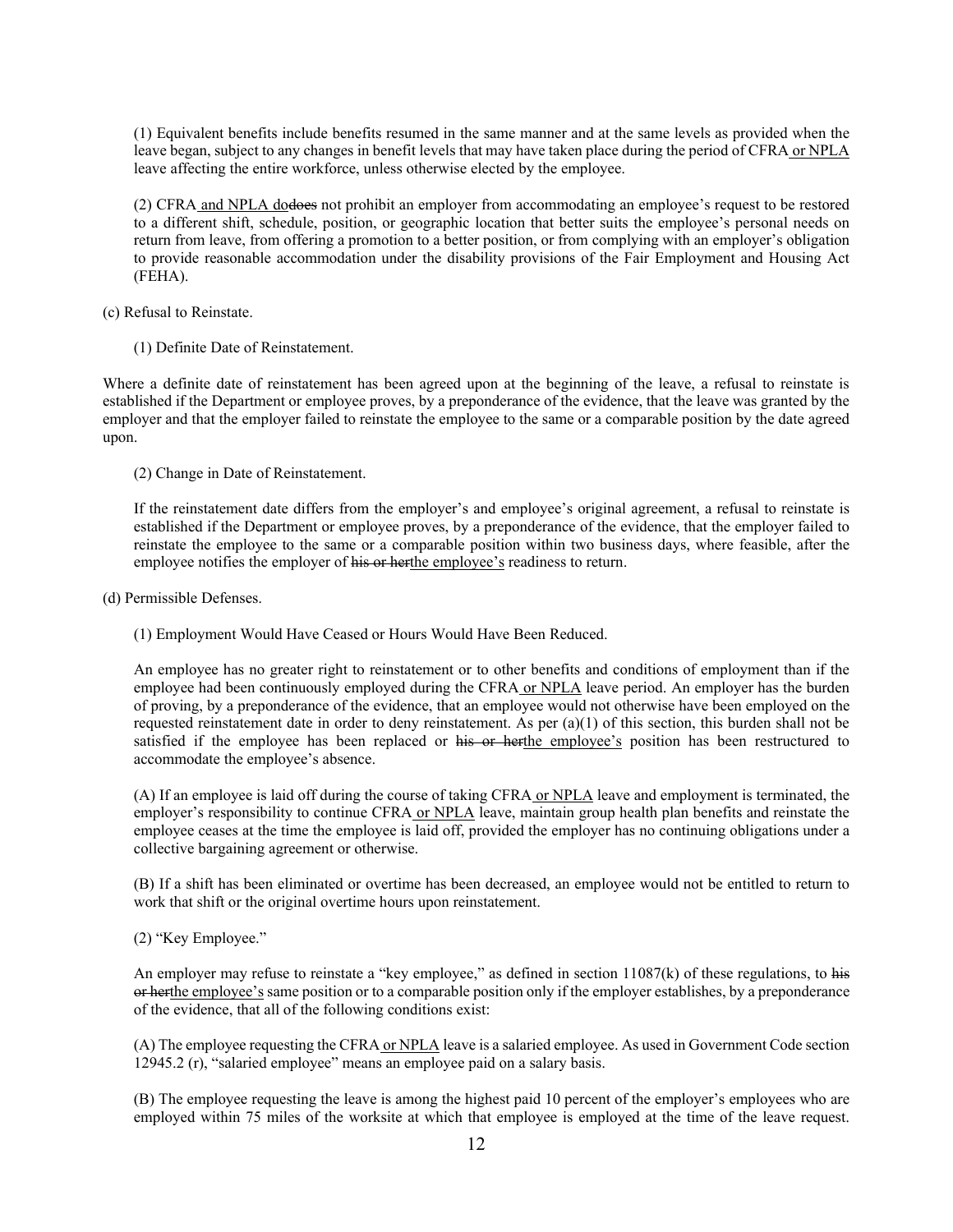(1) Equivalent benefits include benefits resumed in the same manner and at the same levels as provided when the leave began, subject to any changes in benefit levels that may have taken place during the period of CFRA<u> or NPLA</u> leave affecting the entire workforce, unless otherwise elected by the employee.

(2) CFRA<u> and NPLA do</u>~~does~~ not prohibit an employer from accommodating an employee's request to be restored to a different shift, schedule, position, or geographic location that better suits the employee's personal needs on return from leave, from offering a promotion to a better position, or from complying with an employer's obligation to provide reasonable accommodation under the disability provisions of the Fair Employment and Housing Act (FEHA).

(c) Refusal to Reinstate.

(1) Definite Date of Reinstatement.

Where a definite date of reinstatement has been agreed upon at the beginning of the leave, a refusal to reinstate is established if the Department or employee proves, by a preponderance of the evidence, that the leave was granted by the employer and that the employer failed to reinstate the employee to the same or a comparable position by the date agreed upon.

(2) Change in Date of Reinstatement.

If the reinstatement date differs from the employer's and employee's original agreement, a refusal to reinstate is established if the Department or employee proves, by a preponderance of the evidence, that the employer failed to reinstate the employee to the same or a comparable position within two business days, where feasible, after the employee notifies the employer of ~~his or her~~<u>the employee's</u> readiness to return.

(d) Permissible Defenses.

(1) Employment Would Have Ceased or Hours Would Have Been Reduced.

An employee has no greater right to reinstatement or to other benefits and conditions of employment than if the employee had been continuously employed during the CFRA<u> or NPLA</u> leave period. An employer has the burden of proving, by a preponderance of the evidence, that an employee would not otherwise have been employed on the requested reinstatement date in order to deny reinstatement. As per (a)(1) of this section, this burden shall not be satisfied if the employee has been replaced or ~~his or her~~<u>the employee's</u> position has been restructured to accommodate the employee's absence.

(A) If an employee is laid off during the course of taking CFRA<u> or NPLA</u> leave and employment is terminated, the employer's responsibility to continue CFRA<u> or NPLA</u> leave, maintain group health plan benefits and reinstate the employee ceases at the time the employee is laid off, provided the employer has no continuing obligations under a collective bargaining agreement or otherwise.

(B) If a shift has been eliminated or overtime has been decreased, an employee would not be entitled to return to work that shift or the original overtime hours upon reinstatement.

(2) "Key Employee."

An employer may refuse to reinstate a "key employee," as defined in section 11087(k) of these regulations, to ~~his or her~~<u>the employee's</u> same position or to a comparable position only if the employer establishes, by a preponderance of the evidence, that all of the following conditions exist:

(A) The employee requesting the CFRA<u> or NPLA</u> leave is a salaried employee. As used in Government Code section 12945.2 (r), "salaried employee" means an employee paid on a salary basis.

(B) The employee requesting the leave is among the highest paid 10 percent of the employer's employees who are employed within 75 miles of the worksite at which that employee is employed at the time of the leave request.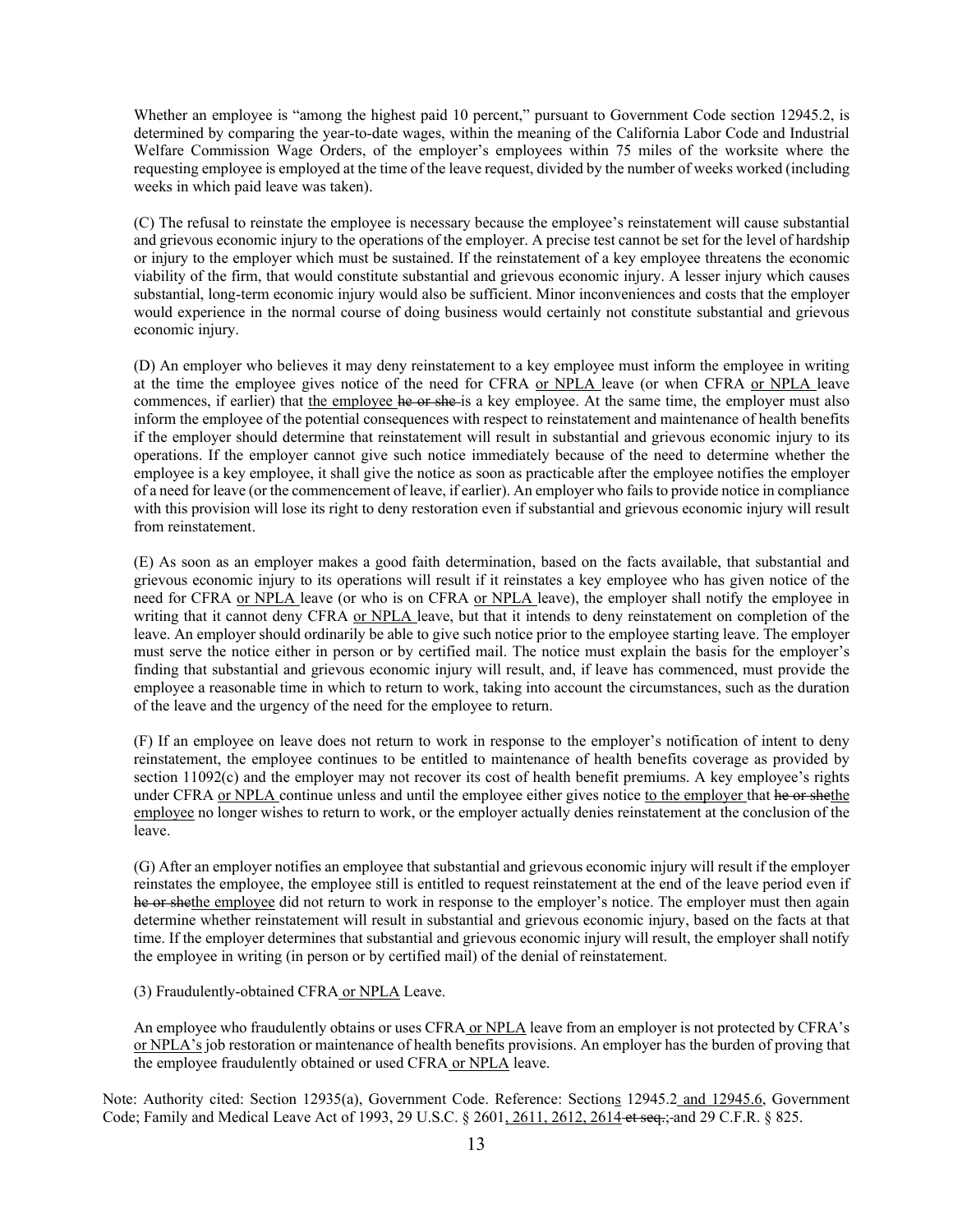Whether an employee is "among the highest paid 10 percent," pursuant to Government Code section 12945.2, is determined by comparing the year-to-date wages, within the meaning of the California Labor Code and Industrial Welfare Commission Wage Orders, of the employer's employees within 75 miles of the worksite where the requesting employee is employed at the time of the leave request, divided by the number of weeks worked (including weeks in which paid leave was taken).

(C) The refusal to reinstate the employee is necessary because the employee's reinstatement will cause substantial and grievous economic injury to the operations of the employer. A precise test cannot be set for the level of hardship or injury to the employer which must be sustained. If the reinstatement of a key employee threatens the economic viability of the firm, that would constitute substantial and grievous economic injury. A lesser injury which causes substantial, long-term economic injury would also be sufficient. Minor inconveniences and costs that the employer would experience in the normal course of doing business would certainly not constitute substantial and grievous economic injury.

(D) An employer who believes it may deny reinstatement to a key employee must inform the employee in writing at the time the employee gives notice of the need for CFRA <u>or NPLA</u> leave (or when CFRA <u>or NPLA</u> leave commences, if earlier) that <u>the employee</u> ~~he or she~~ is a key employee. At the same time, the employer must also inform the employee of the potential consequences with respect to reinstatement and maintenance of health benefits if the employer should determine that reinstatement will result in substantial and grievous economic injury to its operations. If the employer cannot give such notice immediately because of the need to determine whether the employee is a key employee, it shall give the notice as soon as practicable after the employee notifies the employer of a need for leave (or the commencement of leave, if earlier). An employer who fails to provide notice in compliance with this provision will lose its right to deny restoration even if substantial and grievous economic injury will result from reinstatement.

(E) As soon as an employer makes a good faith determination, based on the facts available, that substantial and grievous economic injury to its operations will result if it reinstates a key employee who has given notice of the need for CFRA <u>or NPLA</u> leave (or who is on CFRA <u>or NPLA</u> leave), the employer shall notify the employee in writing that it cannot deny CFRA <u>or NPLA</u> leave, but that it intends to deny reinstatement on completion of the leave. An employer should ordinarily be able to give such notice prior to the employee starting leave. The employer must serve the notice either in person or by certified mail. The notice must explain the basis for the employer's finding that substantial and grievous economic injury will result, and, if leave has commenced, must provide the employee a reasonable time in which to return to work, taking into account the circumstances, such as the duration of the leave and the urgency of the need for the employee to return.

(F) If an employee on leave does not return to work in response to the employer's notification of intent to deny reinstatement, the employee continues to be entitled to maintenance of health benefits coverage as provided by section 11092(c) and the employer may not recover its cost of health benefit premiums. A key employee's rights under CFRA <u>or NPLA</u> continue unless and until the employee either gives notice <u>to the employer</u> that ~~he or she~~<u>the employee</u> no longer wishes to return to work, or the employer actually denies reinstatement at the conclusion of the leave.

(G) After an employer notifies an employee that substantial and grievous economic injury will result if the employer reinstates the employee, the employee still is entitled to request reinstatement at the end of the leave period even if ~~he or she~~<u>the employee</u> did not return to work in response to the employer's notice. The employer must then again determine whether reinstatement will result in substantial and grievous economic injury, based on the facts at that time. If the employer determines that substantial and grievous economic injury will result, the employer shall notify the employee in writing (in person or by certified mail) of the denial of reinstatement.

(3) Fraudulently-obtained CFRA <u>or NPLA</u> Leave.

An employee who fraudulently obtains or uses CFRA <u>or NPLA</u> leave from an employer is not protected by CFRA's <u>or NPLA's</u> job restoration or maintenance of health benefits provisions. An employer has the burden of proving that the employee fraudulently obtained or used CFRA <u>or NPLA</u> leave.

Note: Authority cited: Section 12935(a), Government Code. Reference: Section<u>s</u> 12945.2 <u>and 12945.6</u>, Government Code; Family and Medical Leave Act of 1993, 29 U.S.C. § 2601<u>, 2611, 2612, 2614</u> ~~et seq.;~~ and 29 C.F.R. § 825.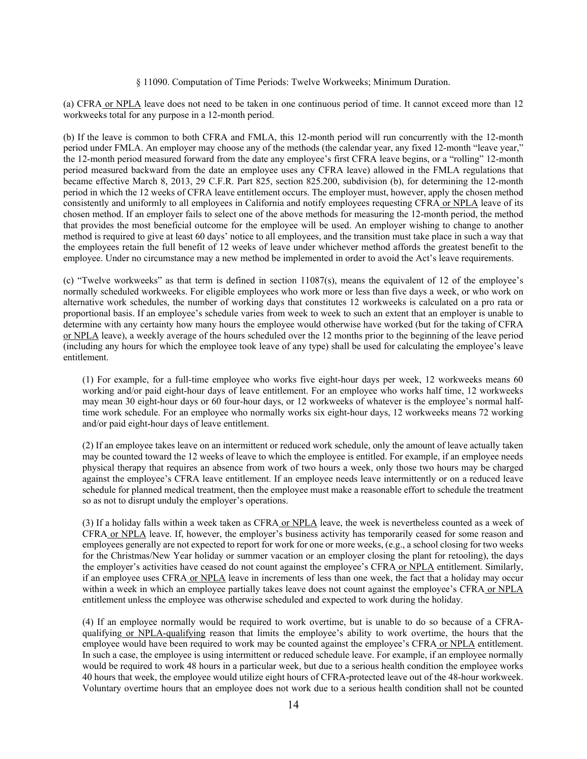§ 11090. Computation of Time Periods: Twelve Workweeks; Minimum Duration.

(a) CFRA or NPLA leave does not need to be taken in one continuous period of time. It cannot exceed more than 12 workweeks total for any purpose in a 12-month period.

(b) If the leave is common to both CFRA and FMLA, this 12-month period will run concurrently with the 12-month period under FMLA. An employer may choose any of the methods (the calendar year, any fixed 12-month "leave year," the 12-month period measured forward from the date any employee's first CFRA leave begins, or a "rolling" 12-month period measured backward from the date an employee uses any CFRA leave) allowed in the FMLA regulations that became effective March 8, 2013, 29 C.F.R. Part 825, section 825.200, subdivision (b), for determining the 12-month period in which the 12 weeks of CFRA leave entitlement occurs. The employer must, however, apply the chosen method consistently and uniformly to all employees in California and notify employees requesting CFRA or NPLA leave of its chosen method. If an employer fails to select one of the above methods for measuring the 12-month period, the method that provides the most beneficial outcome for the employee will be used. An employer wishing to change to another method is required to give at least 60 days' notice to all employees, and the transition must take place in such a way that the employees retain the full benefit of 12 weeks of leave under whichever method affords the greatest benefit to the employee. Under no circumstance may a new method be implemented in order to avoid the Act's leave requirements.

(c) "Twelve workweeks" as that term is defined in section 11087(s), means the equivalent of 12 of the employee's normally scheduled workweeks. For eligible employees who work more or less than five days a week, or who work on alternative work schedules, the number of working days that constitutes 12 workweeks is calculated on a pro rata or proportional basis. If an employee's schedule varies from week to week to such an extent that an employer is unable to determine with any certainty how many hours the employee would otherwise have worked (but for the taking of CFRA or NPLA leave), a weekly average of the hours scheduled over the 12 months prior to the beginning of the leave period (including any hours for which the employee took leave of any type) shall be used for calculating the employee's leave entitlement.

(1) For example, for a full-time employee who works five eight-hour days per week, 12 workweeks means 60 working and/or paid eight-hour days of leave entitlement. For an employee who works half time, 12 workweeks may mean 30 eight-hour days or 60 four-hour days, or 12 workweeks of whatever is the employee's normal half-time work schedule. For an employee who normally works six eight-hour days, 12 workweeks means 72 working and/or paid eight-hour days of leave entitlement.

(2) If an employee takes leave on an intermittent or reduced work schedule, only the amount of leave actually taken may be counted toward the 12 weeks of leave to which the employee is entitled. For example, if an employee needs physical therapy that requires an absence from work of two hours a week, only those two hours may be charged against the employee's CFRA leave entitlement. If an employee needs leave intermittently or on a reduced leave schedule for planned medical treatment, then the employee must make a reasonable effort to schedule the treatment so as not to disrupt unduly the employer's operations.

(3) If a holiday falls within a week taken as CFRA or NPLA leave, the week is nevertheless counted as a week of CFRA or NPLA leave. If, however, the employer's business activity has temporarily ceased for some reason and employees generally are not expected to report for work for one or more weeks, (e.g., a school closing for two weeks for the Christmas/New Year holiday or summer vacation or an employer closing the plant for retooling), the days the employer's activities have ceased do not count against the employee's CFRA or NPLA entitlement. Similarly, if an employee uses CFRA or NPLA leave in increments of less than one week, the fact that a holiday may occur within a week in which an employee partially takes leave does not count against the employee's CFRA or NPLA entitlement unless the employee was otherwise scheduled and expected to work during the holiday.

(4) If an employee normally would be required to work overtime, but is unable to do so because of a CFRA-qualifying or NPLA-qualifying reason that limits the employee's ability to work overtime, the hours that the employee would have been required to work may be counted against the employee's CFRA or NPLA entitlement. In such a case, the employee is using intermittent or reduced schedule leave. For example, if an employee normally would be required to work 48 hours in a particular week, but due to a serious health condition the employee works 40 hours that week, the employee would utilize eight hours of CFRA-protected leave out of the 48-hour workweek. Voluntary overtime hours that an employee does not work due to a serious health condition shall not be counted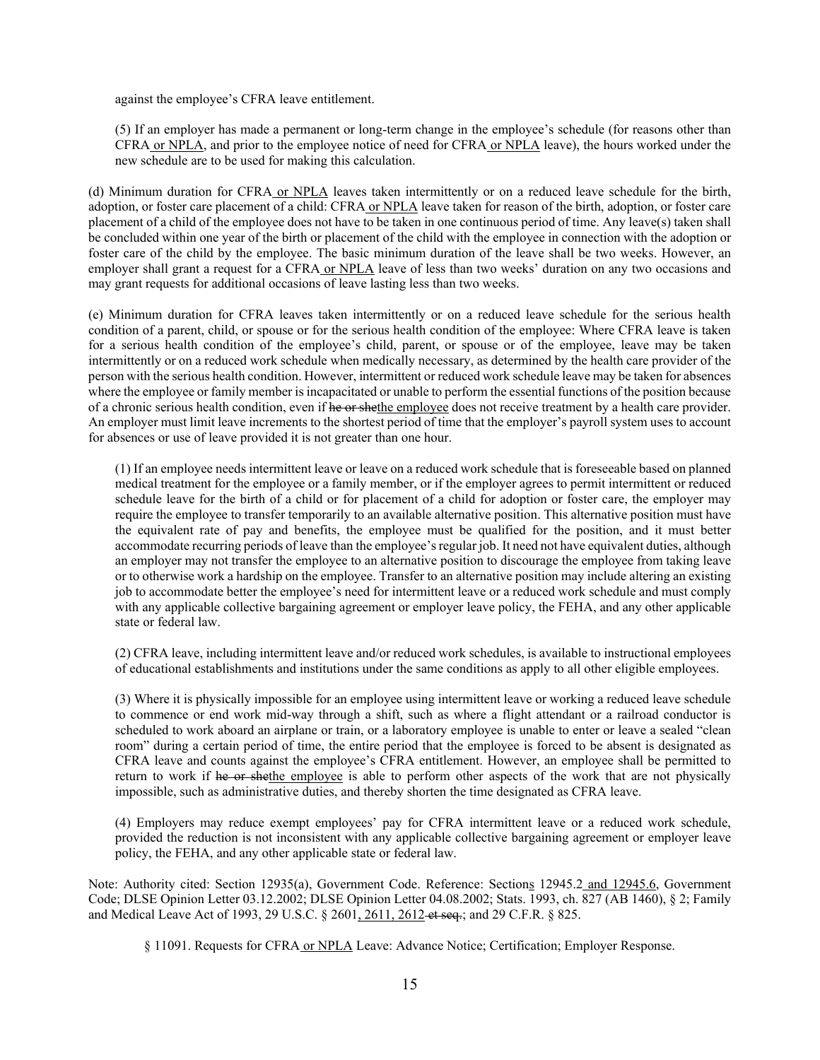against the employee's CFRA leave entitlement.

(5) If an employer has made a permanent or long-term change in the employee's schedule (for reasons other than CFRA <u>or NPLA</u>, and prior to the employee notice of need for CFRA <u>or NPLA</u> leave), the hours worked under the new schedule are to be used for making this calculation.

(d) Minimum duration for CFRA <u>or NPLA</u> leaves taken intermittently or on a reduced leave schedule for the birth, adoption, or foster care placement of a child: CFRA <u>or NPLA</u> leave taken for reason of the birth, adoption, or foster care placement of a child of the employee does not have to be taken in one continuous period of time. Any leave(s) taken shall be concluded within one year of the birth or placement of the child with the employee in connection with the adoption or foster care of the child by the employee. The basic minimum duration of the leave shall be two weeks. However, an employer shall grant a request for a CFRA <u>or NPLA</u> leave of less than two weeks' duration on any two occasions and may grant requests for additional occasions of leave lasting less than two weeks.

(e) Minimum duration for CFRA leaves taken intermittently or on a reduced leave schedule for the serious health condition of a parent, child, or spouse or for the serious health condition of the employee: Where CFRA leave is taken for a serious health condition of the employee's child, parent, or spouse or of the employee, leave may be taken intermittently or on a reduced work schedule when medically necessary, as determined by the health care provider of the person with the serious health condition. However, intermittent or reduced work schedule leave may be taken for absences where the employee or family member is incapacitated or unable to perform the essential functions of the position because of a chronic serious health condition, even if ~~he or she~~<u>the employee</u> does not receive treatment by a health care provider. An employer must limit leave increments to the shortest period of time that the employer's payroll system uses to account for absences or use of leave provided it is not greater than one hour.

(1) If an employee needs intermittent leave or leave on a reduced work schedule that is foreseeable based on planned medical treatment for the employee or a family member, or if the employer agrees to permit intermittent or reduced schedule leave for the birth of a child or for placement of a child for adoption or foster care, the employer may require the employee to transfer temporarily to an available alternative position. This alternative position must have the equivalent rate of pay and benefits, the employee must be qualified for the position, and it must better accommodate recurring periods of leave than the employee's regular job. It need not have equivalent duties, although an employer may not transfer the employee to an alternative position to discourage the employee from taking leave or to otherwise work a hardship on the employee. Transfer to an alternative position may include altering an existing job to accommodate better the employee's need for intermittent leave or a reduced work schedule and must comply with any applicable collective bargaining agreement or employer leave policy, the FEHA, and any other applicable state or federal law.

(2) CFRA leave, including intermittent leave and/or reduced work schedules, is available to instructional employees of educational establishments and institutions under the same conditions as apply to all other eligible employees.

(3) Where it is physically impossible for an employee using intermittent leave or working a reduced leave schedule to commence or end work mid-way through a shift, such as where a flight attendant or a railroad conductor is scheduled to work aboard an airplane or train, or a laboratory employee is unable to enter or leave a sealed "clean room" during a certain period of time, the entire period that the employee is forced to be absent is designated as CFRA leave and counts against the employee's CFRA entitlement. However, an employee shall be permitted to return to work if ~~he or she~~<u>the employee</u> is able to perform other aspects of the work that are not physically impossible, such as administrative duties, and thereby shorten the time designated as CFRA leave.

(4) Employers may reduce exempt employees' pay for CFRA intermittent leave or a reduced work schedule, provided the reduction is not inconsistent with any applicable collective bargaining agreement or employer leave policy, the FEHA, and any other applicable state or federal law.

Note: Authority cited: Section 12935(a), Government Code. Reference: Section<u>s</u> 12945.2 <u>and 12945.6</u>, Government Code; DLSE Opinion Letter 03.12.2002; DLSE Opinion Letter 04.08.2002; Stats. 1993, ch. 827 (AB 1460), § 2; Family and Medical Leave Act of 1993, 29 U.S.C. § 2601<u>, 2611, 2612</u> ~~et seq.~~; and 29 C.F.R. § 825.

§ 11091. Requests for CFRA <u>or NPLA</u> Leave: Advance Notice; Certification; Employer Response.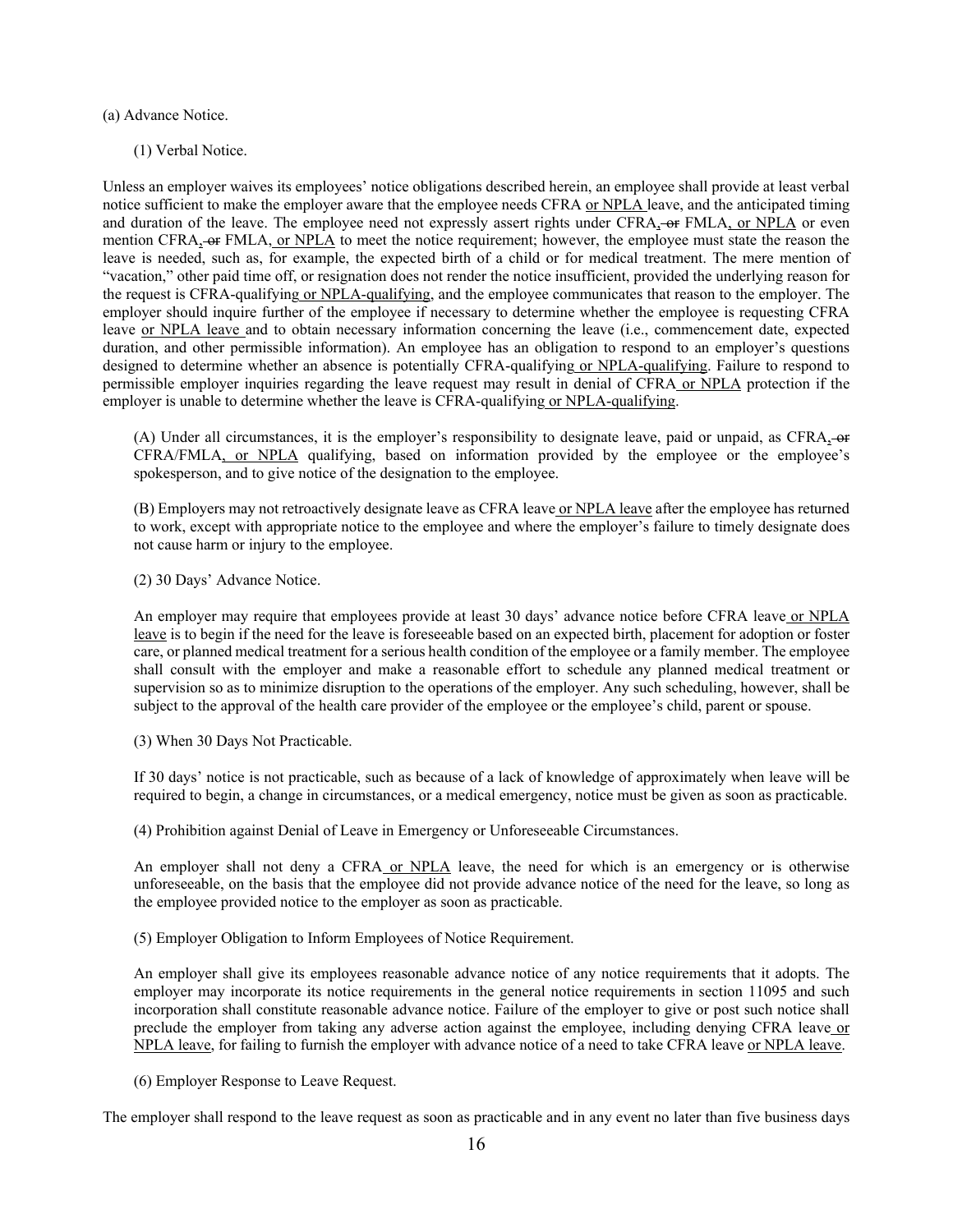(a) Advance Notice.

(1) Verbal Notice.

Unless an employer waives its employees' notice obligations described herein, an employee shall provide at least verbal notice sufficient to make the employer aware that the employee needs CFRA or NPLA leave, and the anticipated timing and duration of the leave. The employee need not expressly assert rights under CFRA, ~~or~~ FMLA, or NPLA or even mention CFRA, ~~or~~ FMLA, or NPLA to meet the notice requirement; however, the employee must state the reason the leave is needed, such as, for example, the expected birth of a child or for medical treatment. The mere mention of "vacation," other paid time off, or resignation does not render the notice insufficient, provided the underlying reason for the request is CFRA-qualifying or NPLA-qualifying, and the employee communicates that reason to the employer. The employer should inquire further of the employee if necessary to determine whether the employee is requesting CFRA leave or NPLA leave and to obtain necessary information concerning the leave (i.e., commencement date, expected duration, and other permissible information). An employee has an obligation to respond to an employer's questions designed to determine whether an absence is potentially CFRA-qualifying or NPLA-qualifying. Failure to respond to permissible employer inquiries regarding the leave request may result in denial of CFRA or NPLA protection if the employer is unable to determine whether the leave is CFRA-qualifying or NPLA-qualifying.

(A) Under all circumstances, it is the employer's responsibility to designate leave, paid or unpaid, as CFRA, ~~or~~ CFRA/FMLA, or NPLA qualifying, based on information provided by the employee or the employee's spokesperson, and to give notice of the designation to the employee.

(B) Employers may not retroactively designate leave as CFRA leave or NPLA leave after the employee has returned to work, except with appropriate notice to the employee and where the employer's failure to timely designate does not cause harm or injury to the employee.

(2) 30 Days' Advance Notice.

An employer may require that employees provide at least 30 days' advance notice before CFRA leave or NPLA leave is to begin if the need for the leave is foreseeable based on an expected birth, placement for adoption or foster care, or planned medical treatment for a serious health condition of the employee or a family member. The employee shall consult with the employer and make a reasonable effort to schedule any planned medical treatment or supervision so as to minimize disruption to the operations of the employer. Any such scheduling, however, shall be subject to the approval of the health care provider of the employee or the employee's child, parent or spouse.

(3) When 30 Days Not Practicable.

If 30 days' notice is not practicable, such as because of a lack of knowledge of approximately when leave will be required to begin, a change in circumstances, or a medical emergency, notice must be given as soon as practicable.

(4) Prohibition against Denial of Leave in Emergency or Unforeseeable Circumstances.

An employer shall not deny a CFRA or NPLA leave, the need for which is an emergency or is otherwise unforeseeable, on the basis that the employee did not provide advance notice of the need for the leave, so long as the employee provided notice to the employer as soon as practicable.

(5) Employer Obligation to Inform Employees of Notice Requirement.

An employer shall give its employees reasonable advance notice of any notice requirements that it adopts. The employer may incorporate its notice requirements in the general notice requirements in section 11095 and such incorporation shall constitute reasonable advance notice. Failure of the employer to give or post such notice shall preclude the employer from taking any adverse action against the employee, including denying CFRA leave or NPLA leave, for failing to furnish the employer with advance notice of a need to take CFRA leave or NPLA leave.

(6) Employer Response to Leave Request.

The employer shall respond to the leave request as soon as practicable and in any event no later than five business days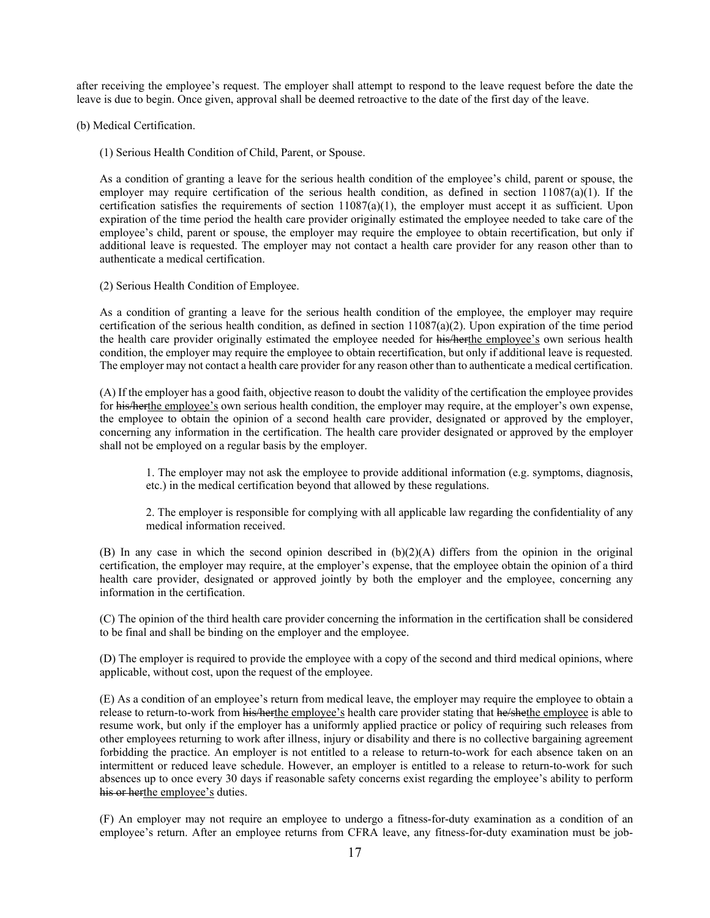after receiving the employee's request. The employer shall attempt to respond to the leave request before the date the leave is due to begin. Once given, approval shall be deemed retroactive to the date of the first day of the leave.

(b) Medical Certification.

(1) Serious Health Condition of Child, Parent, or Spouse.

As a condition of granting a leave for the serious health condition of the employee's child, parent or spouse, the employer may require certification of the serious health condition, as defined in section 11087(a)(1). If the certification satisfies the requirements of section 11087(a)(1), the employer must accept it as sufficient. Upon expiration of the time period the health care provider originally estimated the employee needed to take care of the employee's child, parent or spouse, the employer may require the employee to obtain recertification, but only if additional leave is requested. The employer may not contact a health care provider for any reason other than to authenticate a medical certification.

(2) Serious Health Condition of Employee.

As a condition of granting a leave for the serious health condition of the employee, the employer may require certification of the serious health condition, as defined in section 11087(a)(2). Upon expiration of the time period the health care provider originally estimated the employee needed for ~~his/her~~<u>the employee's</u> own serious health condition, the employer may require the employee to obtain recertification, but only if additional leave is requested. The employer may not contact a health care provider for any reason other than to authenticate a medical certification.

(A) If the employer has a good faith, objective reason to doubt the validity of the certification the employee provides for ~~his/her~~<u>the employee's</u> own serious health condition, the employer may require, at the employer's own expense, the employee to obtain the opinion of a second health care provider, designated or approved by the employer, concerning any information in the certification. The health care provider designated or approved by the employer shall not be employed on a regular basis by the employer.

1. The employer may not ask the employee to provide additional information (e.g. symptoms, diagnosis, etc.) in the medical certification beyond that allowed by these regulations.

2. The employer is responsible for complying with all applicable law regarding the confidentiality of any medical information received.

(B) In any case in which the second opinion described in (b)(2)(A) differs from the opinion in the original certification, the employer may require, at the employer's expense, that the employee obtain the opinion of a third health care provider, designated or approved jointly by both the employer and the employee, concerning any information in the certification.

(C) The opinion of the third health care provider concerning the information in the certification shall be considered to be final and shall be binding on the employer and the employee.

(D) The employer is required to provide the employee with a copy of the second and third medical opinions, where applicable, without cost, upon the request of the employee.

(E) As a condition of an employee's return from medical leave, the employer may require the employee to obtain a release to return-to-work from ~~his/her~~<u>the employee's</u> health care provider stating that ~~he/she~~<u>the employee</u> is able to resume work, but only if the employer has a uniformly applied practice or policy of requiring such releases from other employees returning to work after illness, injury or disability and there is no collective bargaining agreement forbidding the practice. An employer is not entitled to a release to return-to-work for each absence taken on an intermittent or reduced leave schedule. However, an employer is entitled to a release to return-to-work for such absences up to once every 30 days if reasonable safety concerns exist regarding the employee's ability to perform ~~his or her~~<u>the employee's</u> duties.

(F) An employer may not require an employee to undergo a fitness-for-duty examination as a condition of an employee's return. After an employee returns from CFRA leave, any fitness-for-duty examination must be job-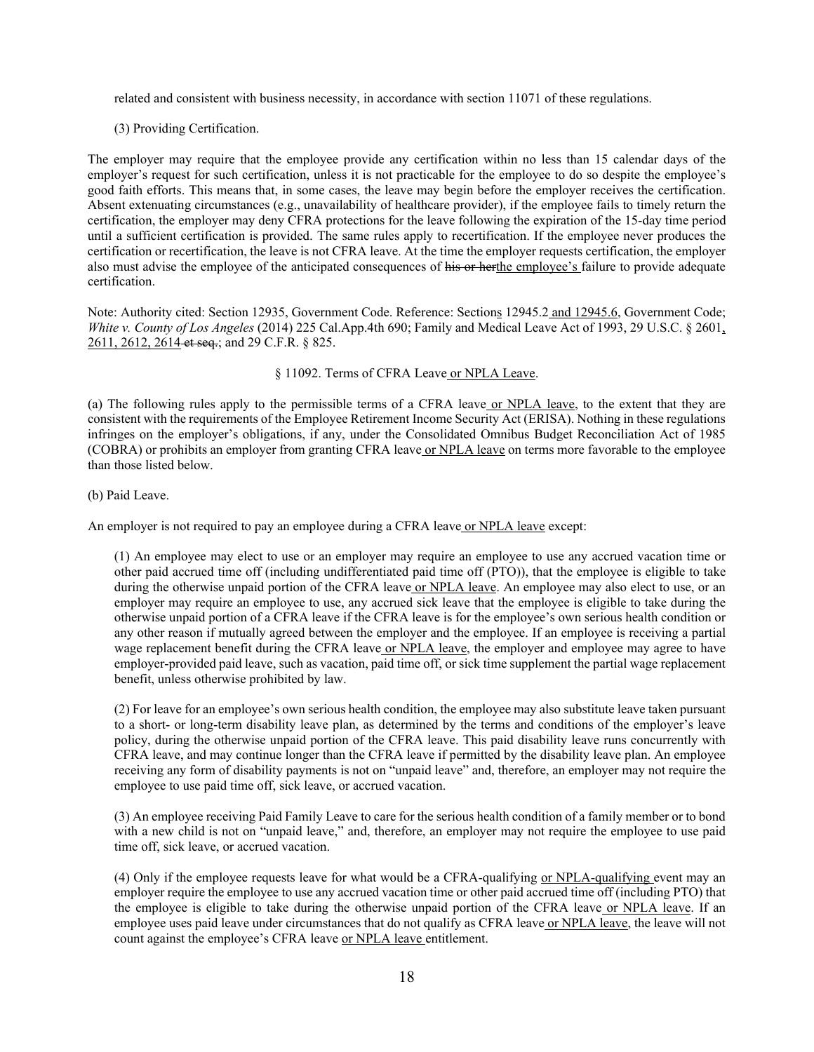related and consistent with business necessity, in accordance with section 11071 of these regulations.

(3) Providing Certification.

The employer may require that the employee provide any certification within no less than 15 calendar days of the employer's request for such certification, unless it is not practicable for the employee to do so despite the employee's good faith efforts. This means that, in some cases, the leave may begin before the employer receives the certification. Absent extenuating circumstances (e.g., unavailability of healthcare provider), if the employee fails to timely return the certification, the employer may deny CFRA protections for the leave following the expiration of the 15-day time period until a sufficient certification is provided. The same rules apply to recertification. If the employee never produces the certification or recertification, the leave is not CFRA leave. At the time the employer requests certification, the employer also must advise the employee of the anticipated consequences of ~~his or her~~the employee's failure to provide adequate certification.

Note: Authority cited: Section 12935, Government Code. Reference: Sections 12945.2 and 12945.6, Government Code; *White v. County of Los Angeles* (2014) 225 Cal.App.4th 690; Family and Medical Leave Act of 1993, 29 U.S.C. § 2601, 2611, 2612, 2614 ~~et seq.~~; and 29 C.F.R. § 825.

§ 11092. Terms of CFRA Leave or NPLA Leave.

(a) The following rules apply to the permissible terms of a CFRA leave or NPLA leave, to the extent that they are consistent with the requirements of the Employee Retirement Income Security Act (ERISA). Nothing in these regulations infringes on the employer's obligations, if any, under the Consolidated Omnibus Budget Reconciliation Act of 1985 (COBRA) or prohibits an employer from granting CFRA leave or NPLA leave on terms more favorable to the employee than those listed below.

(b) Paid Leave.

An employer is not required to pay an employee during a CFRA leave or NPLA leave except:

(1) An employee may elect to use or an employer may require an employee to use any accrued vacation time or other paid accrued time off (including undifferentiated paid time off (PTO)), that the employee is eligible to take during the otherwise unpaid portion of the CFRA leave or NPLA leave. An employee may also elect to use, or an employer may require an employee to use, any accrued sick leave that the employee is eligible to take during the otherwise unpaid portion of a CFRA leave if the CFRA leave is for the employee's own serious health condition or any other reason if mutually agreed between the employer and the employee. If an employee is receiving a partial wage replacement benefit during the CFRA leave or NPLA leave, the employer and employee may agree to have employer-provided paid leave, such as vacation, paid time off, or sick time supplement the partial wage replacement benefit, unless otherwise prohibited by law.

(2) For leave for an employee's own serious health condition, the employee may also substitute leave taken pursuant to a short- or long-term disability leave plan, as determined by the terms and conditions of the employer's leave policy, during the otherwise unpaid portion of the CFRA leave. This paid disability leave runs concurrently with CFRA leave, and may continue longer than the CFRA leave if permitted by the disability leave plan. An employee receiving any form of disability payments is not on "unpaid leave" and, therefore, an employer may not require the employee to use paid time off, sick leave, or accrued vacation.

(3) An employee receiving Paid Family Leave to care for the serious health condition of a family member or to bond with a new child is not on "unpaid leave," and, therefore, an employer may not require the employee to use paid time off, sick leave, or accrued vacation.

(4) Only if the employee requests leave for what would be a CFRA-qualifying or NPLA-qualifying event may an employer require the employee to use any accrued vacation time or other paid accrued time off (including PTO) that the employee is eligible to take during the otherwise unpaid portion of the CFRA leave or NPLA leave. If an employee uses paid leave under circumstances that do not qualify as CFRA leave or NPLA leave, the leave will not count against the employee's CFRA leave or NPLA leave entitlement.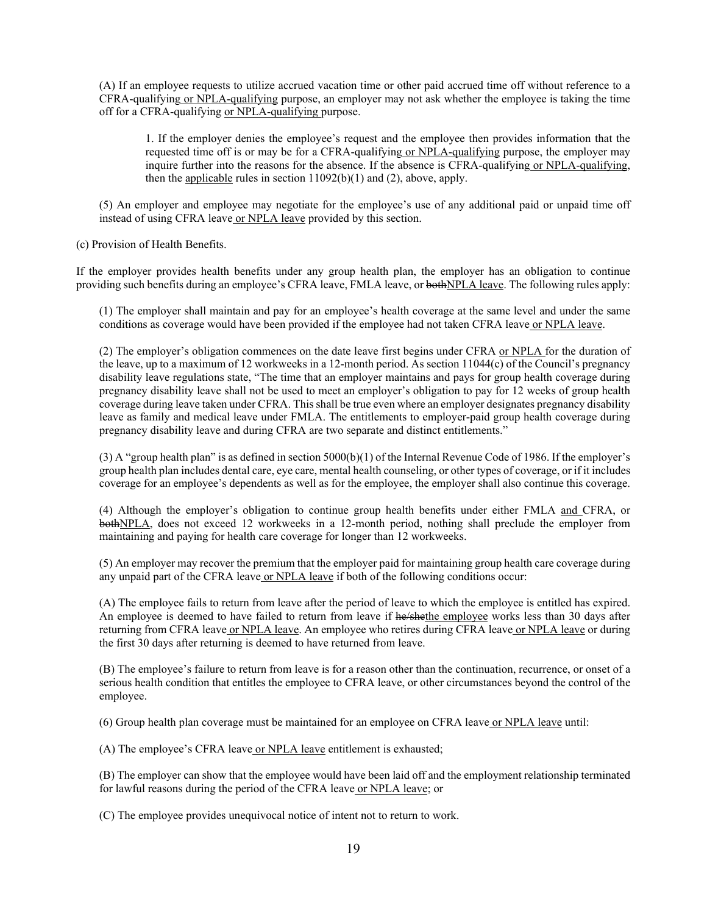(A) If an employee requests to utilize accrued vacation time or other paid accrued time off without reference to a CFRA-qualifying<u> or NPLA-qualifying</u> purpose, an employer may not ask whether the employee is taking the time off for a CFRA-qualifying <u>or NPLA-qualifying </u>purpose.

> 1. If the employer denies the employee's request and the employee then provides information that the requested time off is or may be for a CFRA-qualifying<u> or NPLA-qualifying</u> purpose, the employer may inquire further into the reasons for the absence. If the absence is CFRA-qualifying<u> or NPLA-qualifying</u>, then the <u>applicable</u> rules in section 11092(b)(1) and (2), above, apply.

(5) An employer and employee may negotiate for the employee's use of any additional paid or unpaid time off instead of using CFRA leave<u> or NPLA leave</u> provided by this section.

(c) Provision of Health Benefits.

If the employer provides health benefits under any group health plan, the employer has an obligation to continue providing such benefits during an employee's CFRA leave, FMLA leave, or ~~both~~<u>NPLA leave</u>. The following rules apply:

(1) The employer shall maintain and pay for an employee's health coverage at the same level and under the same conditions as coverage would have been provided if the employee had not taken CFRA leave<u> or NPLA leave</u>.

(2) The employer's obligation commences on the date leave first begins under CFRA <u>or NPLA </u>for the duration of the leave, up to a maximum of 12 workweeks in a 12-month period. As section 11044(c) of the Council's pregnancy disability leave regulations state, "The time that an employer maintains and pays for group health coverage during pregnancy disability leave shall not be used to meet an employer's obligation to pay for 12 weeks of group health coverage during leave taken under CFRA. This shall be true even where an employer designates pregnancy disability leave as family and medical leave under FMLA. The entitlements to employer-paid group health coverage during pregnancy disability leave and during CFRA are two separate and distinct entitlements."

(3) A "group health plan" is as defined in section 5000(b)(1) of the Internal Revenue Code of 1986. If the employer's group health plan includes dental care, eye care, mental health counseling, or other types of coverage, or if it includes coverage for an employee's dependents as well as for the employee, the employer shall also continue this coverage.

(4) Although the employer's obligation to continue group health benefits under either FMLA <u>and </u>CFRA, or ~~both~~<u>NPLA</u>, does not exceed 12 workweeks in a 12-month period, nothing shall preclude the employer from maintaining and paying for health care coverage for longer than 12 workweeks.

(5) An employer may recover the premium that the employer paid for maintaining group health care coverage during any unpaid part of the CFRA leave<u> or NPLA leave</u> if both of the following conditions occur:

(A) The employee fails to return from leave after the period of leave to which the employee is entitled has expired. An employee is deemed to have failed to return from leave if ~~he/she~~<u>the employee</u> works less than 30 days after returning from CFRA leave<u> or NPLA leave</u>. An employee who retires during CFRA leave<u> or NPLA leave</u> or during the first 30 days after returning is deemed to have returned from leave.

(B) The employee's failure to return from leave is for a reason other than the continuation, recurrence, or onset of a serious health condition that entitles the employee to CFRA leave, or other circumstances beyond the control of the employee.

(6) Group health plan coverage must be maintained for an employee on CFRA leave<u> or NPLA leave</u> until:

(A) The employee's CFRA leave<u> or NPLA leave</u> entitlement is exhausted;

(B) The employer can show that the employee would have been laid off and the employment relationship terminated for lawful reasons during the period of the CFRA leave<u> or NPLA leave</u>; or

(C) The employee provides unequivocal notice of intent not to return to work.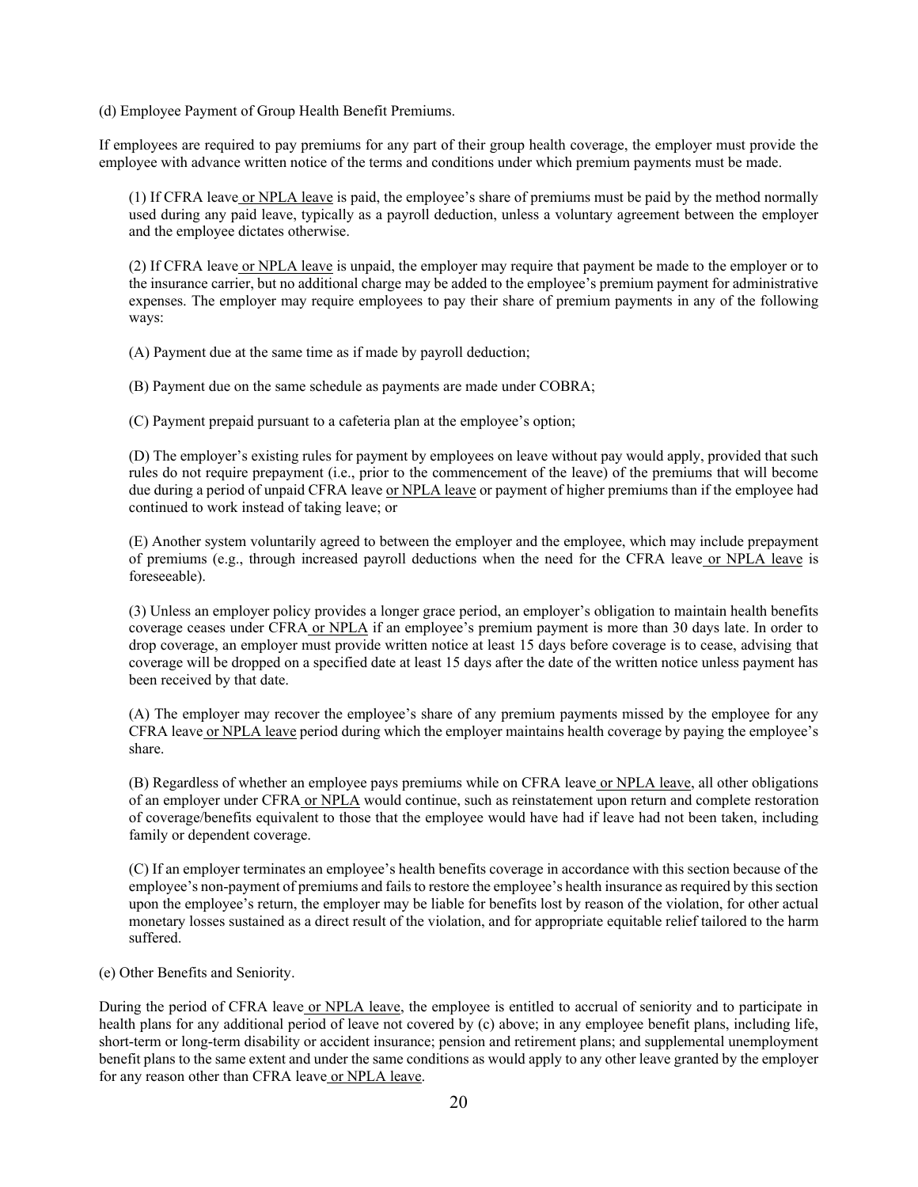(d) Employee Payment of Group Health Benefit Premiums.

If employees are required to pay premiums for any part of their group health coverage, the employer must provide the employee with advance written notice of the terms and conditions under which premium payments must be made.

(1) If CFRA leave or NPLA leave is paid, the employee's share of premiums must be paid by the method normally used during any paid leave, typically as a payroll deduction, unless a voluntary agreement between the employer and the employee dictates otherwise.

(2) If CFRA leave or NPLA leave is unpaid, the employer may require that payment be made to the employer or to the insurance carrier, but no additional charge may be added to the employee's premium payment for administrative expenses. The employer may require employees to pay their share of premium payments in any of the following ways:

(A) Payment due at the same time as if made by payroll deduction;

(B) Payment due on the same schedule as payments are made under COBRA;

(C) Payment prepaid pursuant to a cafeteria plan at the employee's option;

(D) The employer's existing rules for payment by employees on leave without pay would apply, provided that such rules do not require prepayment (i.e., prior to the commencement of the leave) of the premiums that will become due during a period of unpaid CFRA leave or NPLA leave or payment of higher premiums than if the employee had continued to work instead of taking leave; or

(E) Another system voluntarily agreed to between the employer and the employee, which may include prepayment of premiums (e.g., through increased payroll deductions when the need for the CFRA leave or NPLA leave is foreseeable).

(3) Unless an employer policy provides a longer grace period, an employer's obligation to maintain health benefits coverage ceases under CFRA or NPLA if an employee's premium payment is more than 30 days late. In order to drop coverage, an employer must provide written notice at least 15 days before coverage is to cease, advising that coverage will be dropped on a specified date at least 15 days after the date of the written notice unless payment has been received by that date.

(A) The employer may recover the employee's share of any premium payments missed by the employee for any CFRA leave or NPLA leave period during which the employer maintains health coverage by paying the employee's share.

(B) Regardless of whether an employee pays premiums while on CFRA leave or NPLA leave, all other obligations of an employer under CFRA or NPLA would continue, such as reinstatement upon return and complete restoration of coverage/benefits equivalent to those that the employee would have had if leave had not been taken, including family or dependent coverage.

(C) If an employer terminates an employee's health benefits coverage in accordance with this section because of the employee's non-payment of premiums and fails to restore the employee's health insurance as required by this section upon the employee's return, the employer may be liable for benefits lost by reason of the violation, for other actual monetary losses sustained as a direct result of the violation, and for appropriate equitable relief tailored to the harm suffered.

(e) Other Benefits and Seniority.

During the period of CFRA leave or NPLA leave, the employee is entitled to accrual of seniority and to participate in health plans for any additional period of leave not covered by (c) above; in any employee benefit plans, including life, short-term or long-term disability or accident insurance; pension and retirement plans; and supplemental unemployment benefit plans to the same extent and under the same conditions as would apply to any other leave granted by the employer for any reason other than CFRA leave or NPLA leave.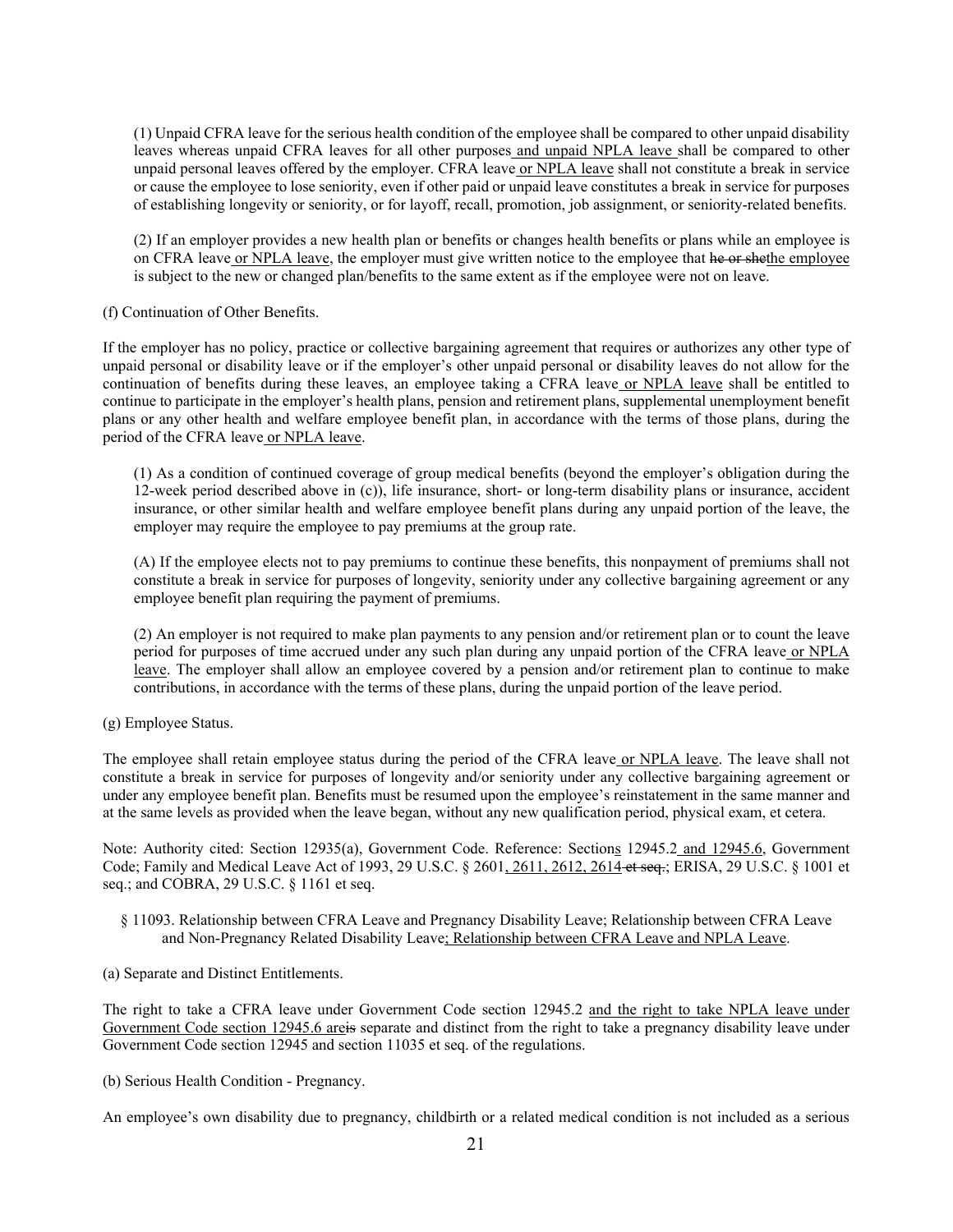(1) Unpaid CFRA leave for the serious health condition of the employee shall be compared to other unpaid disability leaves whereas unpaid CFRA leaves for all other purposes and unpaid NPLA leave shall be compared to other unpaid personal leaves offered by the employer. CFRA leave or NPLA leave shall not constitute a break in service or cause the employee to lose seniority, even if other paid or unpaid leave constitutes a break in service for purposes of establishing longevity or seniority, or for layoff, recall, promotion, job assignment, or seniority-related benefits.

(2) If an employer provides a new health plan or benefits or changes health benefits or plans while an employee is on CFRA leave or NPLA leave, the employer must give written notice to the employee that ~~he or she~~the employee is subject to the new or changed plan/benefits to the same extent as if the employee were not on leave.

(f) Continuation of Other Benefits.

If the employer has no policy, practice or collective bargaining agreement that requires or authorizes any other type of unpaid personal or disability leave or if the employer's other unpaid personal or disability leaves do not allow for the continuation of benefits during these leaves, an employee taking a CFRA leave or NPLA leave shall be entitled to continue to participate in the employer's health plans, pension and retirement plans, supplemental unemployment benefit plans or any other health and welfare employee benefit plan, in accordance with the terms of those plans, during the period of the CFRA leave or NPLA leave.

(1) As a condition of continued coverage of group medical benefits (beyond the employer's obligation during the 12-week period described above in (c)), life insurance, short- or long-term disability plans or insurance, accident insurance, or other similar health and welfare employee benefit plans during any unpaid portion of the leave, the employer may require the employee to pay premiums at the group rate.

(A) If the employee elects not to pay premiums to continue these benefits, this nonpayment of premiums shall not constitute a break in service for purposes of longevity, seniority under any collective bargaining agreement or any employee benefit plan requiring the payment of premiums.

(2) An employer is not required to make plan payments to any pension and/or retirement plan or to count the leave period for purposes of time accrued under any such plan during any unpaid portion of the CFRA leave or NPLA leave. The employer shall allow an employee covered by a pension and/or retirement plan to continue to make contributions, in accordance with the terms of these plans, during the unpaid portion of the leave period.

(g) Employee Status.

The employee shall retain employee status during the period of the CFRA leave or NPLA leave. The leave shall not constitute a break in service for purposes of longevity and/or seniority under any collective bargaining agreement or under any employee benefit plan. Benefits must be resumed upon the employee's reinstatement in the same manner and at the same levels as provided when the leave began, without any new qualification period, physical exam, et cetera.

Note: Authority cited: Section 12935(a), Government Code. Reference: Sections 12945.2 and 12945.6, Government Code; Family and Medical Leave Act of 1993, 29 U.S.C. § 2601, 2611, 2612, 2614 ~~et seq.~~; ERISA, 29 U.S.C. § 1001 et seq.; and COBRA, 29 U.S.C. § 1161 et seq.

§ 11093. Relationship between CFRA Leave and Pregnancy Disability Leave; Relationship between CFRA Leave and Non-Pregnancy Related Disability Leave; Relationship between CFRA Leave and NPLA Leave.

(a) Separate and Distinct Entitlements.

The right to take a CFRA leave under Government Code section 12945.2 and the right to take NPLA leave under Government Code section 12945.6 are~~is~~ separate and distinct from the right to take a pregnancy disability leave under Government Code section 12945 and section 11035 et seq. of the regulations.

(b) Serious Health Condition - Pregnancy.

An employee's own disability due to pregnancy, childbirth or a related medical condition is not included as a serious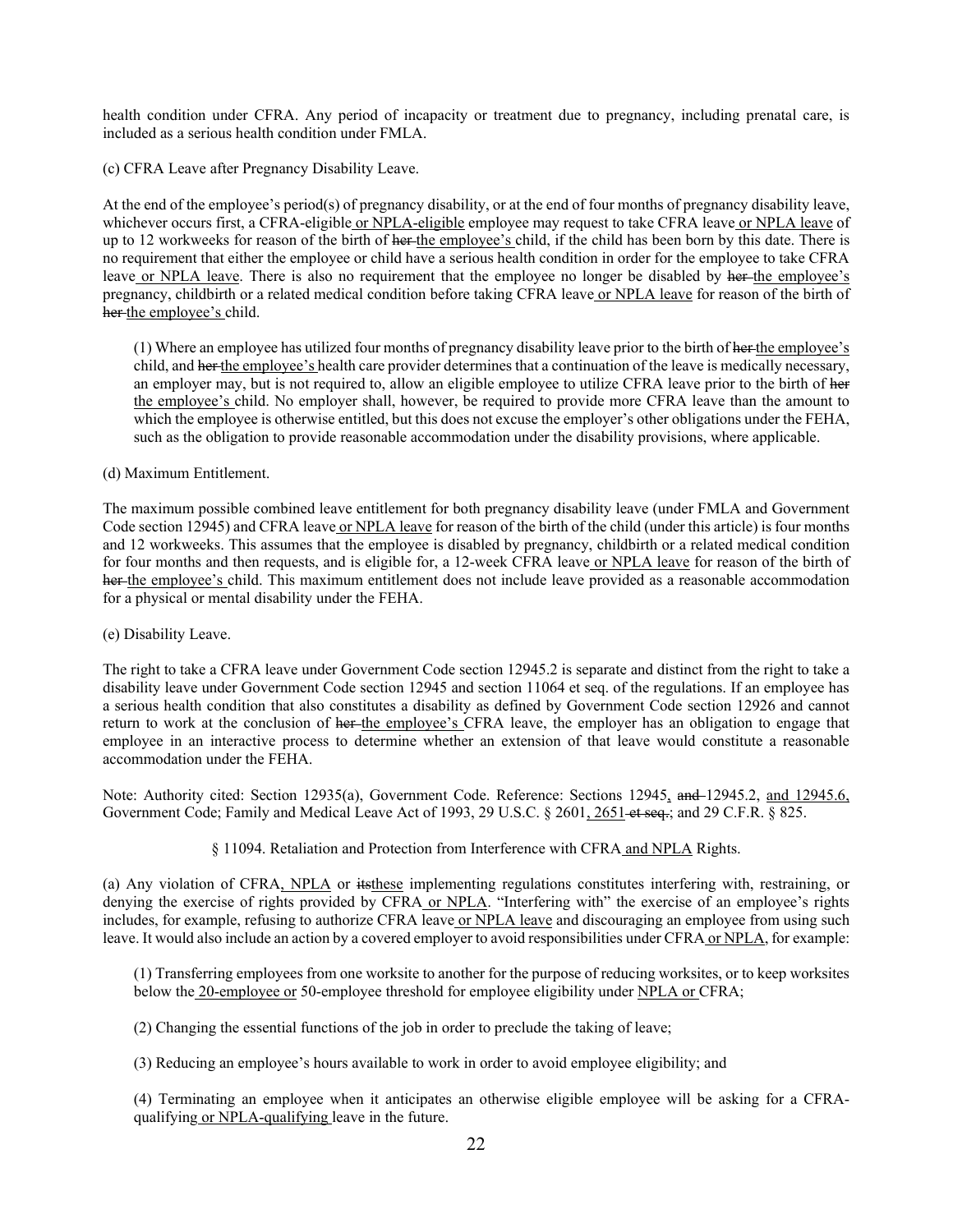health condition under CFRA. Any period of incapacity or treatment due to pregnancy, including prenatal care, is included as a serious health condition under FMLA.

(c) CFRA Leave after Pregnancy Disability Leave.

At the end of the employee's period(s) of pregnancy disability, or at the end of four months of pregnancy disability leave, whichever occurs first, a CFRA-eligible <u>or NPLA-eligible</u> employee may request to take CFRA leave <u>or NPLA leave</u> of up to 12 workweeks for reason of the birth of ~~her~~ <u>the employee's</u> child, if the child has been born by this date. There is no requirement that either the employee or child have a serious health condition in order for the employee to take CFRA leave <u>or NPLA leave</u>. There is also no requirement that the employee no longer be disabled by ~~her~~ <u>the employee's</u> pregnancy, childbirth or a related medical condition before taking CFRA leave <u>or NPLA leave</u> for reason of the birth of ~~her~~ <u>the employee's</u> child.

> (1) Where an employee has utilized four months of pregnancy disability leave prior to the birth of ~~her~~ <u>the employee's</u> child, and ~~her~~ <u>the employee's</u> health care provider determines that a continuation of the leave is medically necessary, an employer may, but is not required to, allow an eligible employee to utilize CFRA leave prior to the birth of ~~her~~ <u>the employee's</u> child. No employer shall, however, be required to provide more CFRA leave than the amount to which the employee is otherwise entitled, but this does not excuse the employer's other obligations under the FEHA, such as the obligation to provide reasonable accommodation under the disability provisions, where applicable.

(d) Maximum Entitlement.

The maximum possible combined leave entitlement for both pregnancy disability leave (under FMLA and Government Code section 12945) and CFRA leave <u>or NPLA leave</u> for reason of the birth of the child (under this article) is four months and 12 workweeks. This assumes that the employee is disabled by pregnancy, childbirth or a related medical condition for four months and then requests, and is eligible for, a 12-week CFRA leave <u>or NPLA leave</u> for reason of the birth of ~~her~~ <u>the employee's</u> child. This maximum entitlement does not include leave provided as a reasonable accommodation for a physical or mental disability under the FEHA.

(e) Disability Leave.

The right to take a CFRA leave under Government Code section 12945.2 is separate and distinct from the right to take a disability leave under Government Code section 12945 and section 11064 et seq. of the regulations. If an employee has a serious health condition that also constitutes a disability as defined by Government Code section 12926 and cannot return to work at the conclusion of ~~her~~ <u>the employee's</u> CFRA leave, the employer has an obligation to engage that employee in an interactive process to determine whether an extension of that leave would constitute a reasonable accommodation under the FEHA.

Note: Authority cited: Section 12935(a), Government Code. Reference: Sections 12945<u>,</u> ~~and~~ 12945.2, <u>and 12945.6,</u> Government Code; Family and Medical Leave Act of 1993, 29 U.S.C. § 2601<u>, 2651</u> ~~et seq.~~; and 29 C.F.R. § 825.

§ 11094. Retaliation and Protection from Interference with CFRA <u>and NPLA</u> Rights.

(a) Any violation of CFRA<u>, NPLA</u> or ~~its~~<u>these</u> implementing regulations constitutes interfering with, restraining, or denying the exercise of rights provided by CFRA <u>or NPLA</u>. "Interfering with" the exercise of an employee's rights includes, for example, refusing to authorize CFRA leave <u>or NPLA leave</u> and discouraging an employee from using such leave. It would also include an action by a covered employer to avoid responsibilities under CFRA <u>or NPLA</u>, for example:

> (1) Transferring employees from one worksite to another for the purpose of reducing worksites, or to keep worksites below the <u>20-employee or</u> 50-employee threshold for employee eligibility under <u>NPLA or</u> CFRA;
>
> (2) Changing the essential functions of the job in order to preclude the taking of leave;
>
> (3) Reducing an employee's hours available to work in order to avoid employee eligibility; and
>
> (4) Terminating an employee when it anticipates an otherwise eligible employee will be asking for a CFRA-qualifying <u>or NPLA-qualifying</u> leave in the future.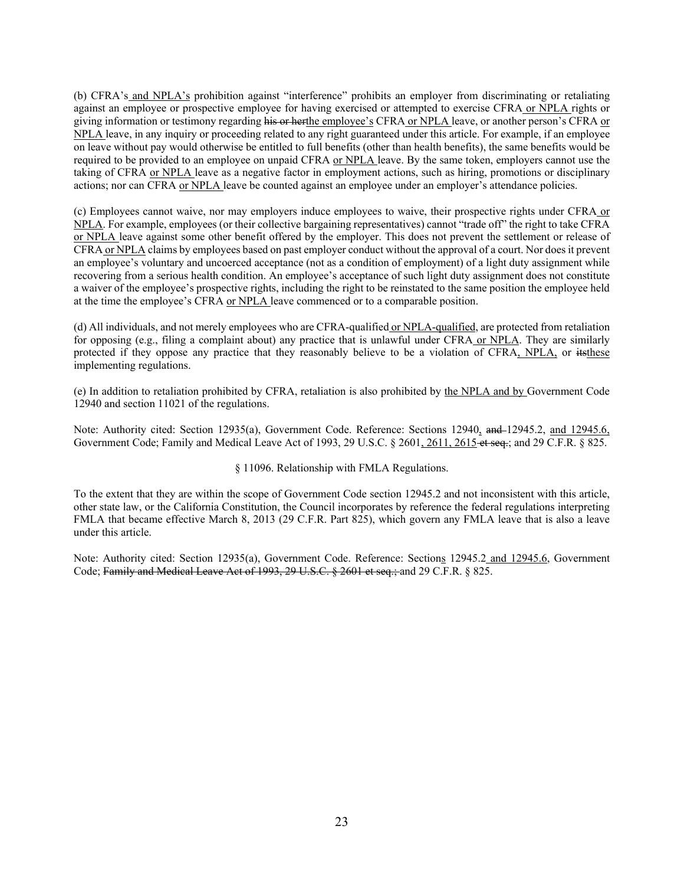(b) CFRA’s <u>and NPLA’s</u> prohibition against “interference” prohibits an employer from discriminating or retaliating against an employee or prospective employee for having exercised or attempted to exercise CFRA <u>or NPLA</u> rights or giving information or testimony regarding ~~his or her~~<u>the employee’s</u> CFRA <u>or NPLA</u> leave, or another person’s CFRA <u>or NPLA</u> leave, in any inquiry or proceeding related to any right guaranteed under this article. For example, if an employee on leave without pay would otherwise be entitled to full benefits (other than health benefits), the same benefits would be required to be provided to an employee on unpaid CFRA <u>or NPLA</u> leave. By the same token, employers cannot use the taking of CFRA <u>or NPLA</u> leave as a negative factor in employment actions, such as hiring, promotions or disciplinary actions; nor can CFRA <u>or NPLA</u> leave be counted against an employee under an employer’s attendance policies.

(c) Employees cannot waive, nor may employers induce employees to waive, their prospective rights under CFRA <u>or NPLA</u>. For example, employees (or their collective bargaining representatives) cannot “trade off” the right to take CFRA <u>or NPLA</u> leave against some other benefit offered by the employer. This does not prevent the settlement or release of CFRA <u>or NPLA</u> claims by employees based on past employer conduct without the approval of a court. Nor does it prevent an employee’s voluntary and uncoerced acceptance (not as a condition of employment) of a light duty assignment while recovering from a serious health condition. An employee’s acceptance of such light duty assignment does not constitute a waiver of the employee’s prospective rights, including the right to be reinstated to the same position the employee held at the time the employee’s CFRA <u>or NPLA</u> leave commenced or to a comparable position.

(d) All individuals, and not merely employees who are CFRA-qualified <u>or NPLA-qualified</u>, are protected from retaliation for opposing (e.g., filing a complaint about) any practice that is unlawful under CFRA <u>or NPLA</u>. They are similarly protected if they oppose any practice that they reasonably believe to be a violation of CFRA<u>, NPLA,</u> or ~~its~~<u>these</u> implementing regulations.

(e) In addition to retaliation prohibited by CFRA, retaliation is also prohibited by <u>the NPLA and by</u> Government Code 12940 and section 11021 of the regulations.

Note: Authority cited: Section 12935(a), Government Code. Reference: Sections 12940<u>,</u> ~~and~~ 12945.2, <u>and 12945.6,</u> Government Code; Family and Medical Leave Act of 1993, 29 U.S.C. § 2601<u>, 2611, 2615</u> ~~et seq.~~; and 29 C.F.R. § 825.

§ 11096. Relationship with FMLA Regulations.

To the extent that they are within the scope of Government Code section 12945.2 and not inconsistent with this article, other state law, or the California Constitution, the Council incorporates by reference the federal regulations interpreting FMLA that became effective March 8, 2013 (29 C.F.R. Part 825), which govern any FMLA leave that is also a leave under this article.

Note: Authority cited: Section 12935(a), Government Code. Reference: Section<u>s</u> 12945.2 <u>and 12945.6</u>, Government Code; ~~Family and Medical Leave Act of 1993, 29 U.S.C. § 2601 et seq.;~~ and 29 C.F.R. § 825.